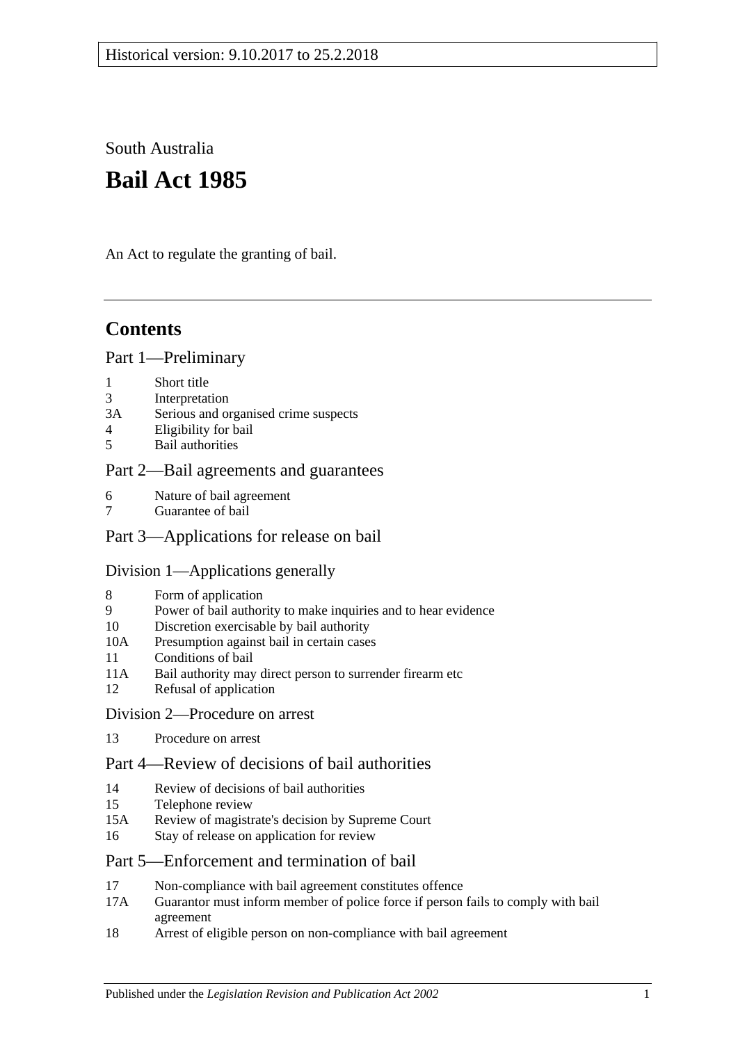Historical version: 9.10.2017 to 25.2.2018

South Australia

# Bail Act 1985

An Act to regulate the granting of bail.

## Contents

### Part 1—Preliminary

1 Short title
3 Interpretation
3A Serious and organised crime suspects
4 Eligibility for bail
5 Bail authorities

### Part 2—Bail agreements and guarantees

6 Nature of bail agreement
7 Guarantee of bail

### Part 3—Applications for release on bail

#### Division 1—Applications generally

8 Form of application
9 Power of bail authority to make inquiries and to hear evidence
10 Discretion exercisable by bail authority
10A Presumption against bail in certain cases
11 Conditions of bail
11A Bail authority may direct person to surrender firearm etc
12 Refusal of application

#### Division 2—Procedure on arrest

13 Procedure on arrest

### Part 4—Review of decisions of bail authorities

14 Review of decisions of bail authorities
15 Telephone review
15A Review of magistrate's decision by Supreme Court
16 Stay of release on application for review

### Part 5—Enforcement and termination of bail

17 Non-compliance with bail agreement constitutes offence
17A Guarantor must inform member of police force if person fails to comply with bail agreement
18 Arrest of eligible person on non-compliance with bail agreement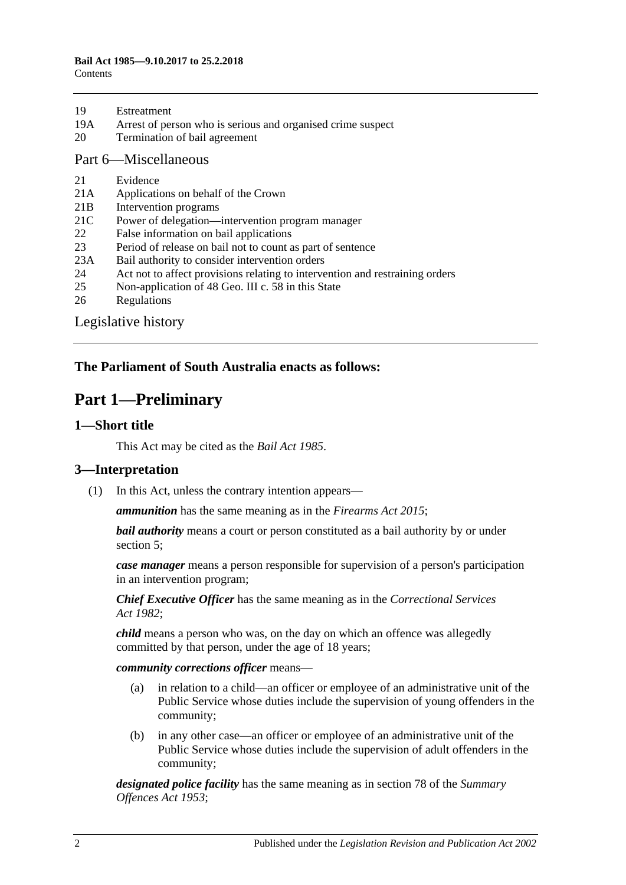19 Estreatment
19A Arrest of person who is serious and organised crime suspect
20 Termination of bail agreement

Part 6—Miscellaneous

21 Evidence
21A Applications on behalf of the Crown
21B Intervention programs
21C Power of delegation—intervention program manager
22 False information on bail applications
23 Period of release on bail not to count as part of sentence
23A Bail authority to consider intervention orders
24 Act not to affect provisions relating to intervention and restraining orders
25 Non-application of 48 Geo. III c. 58 in this State
26 Regulations

Legislative history

**The Parliament of South Australia enacts as follows:**

# Part 1—Preliminary

## 1—Short title

This Act may be cited as the *Bail Act 1985*.

## 3—Interpretation

(1) In this Act, unless the contrary intention appears—

***ammunition*** has the same meaning as in the *Firearms Act 2015*;

***bail authority*** means a court or person constituted as a bail authority by or under section 5;

***case manager*** means a person responsible for supervision of a person's participation in an intervention program;

***Chief Executive Officer*** has the same meaning as in the *Correctional Services Act 1982*;

***child*** means a person who was, on the day on which an offence was allegedly committed by that person, under the age of 18 years;

***community corrections officer*** means—

(a) in relation to a child—an officer or employee of an administrative unit of the Public Service whose duties include the supervision of young offenders in the community;

(b) in any other case—an officer or employee of an administrative unit of the Public Service whose duties include the supervision of adult offenders in the community;

***designated police facility*** has the same meaning as in section 78 of the *Summary Offences Act 1953*;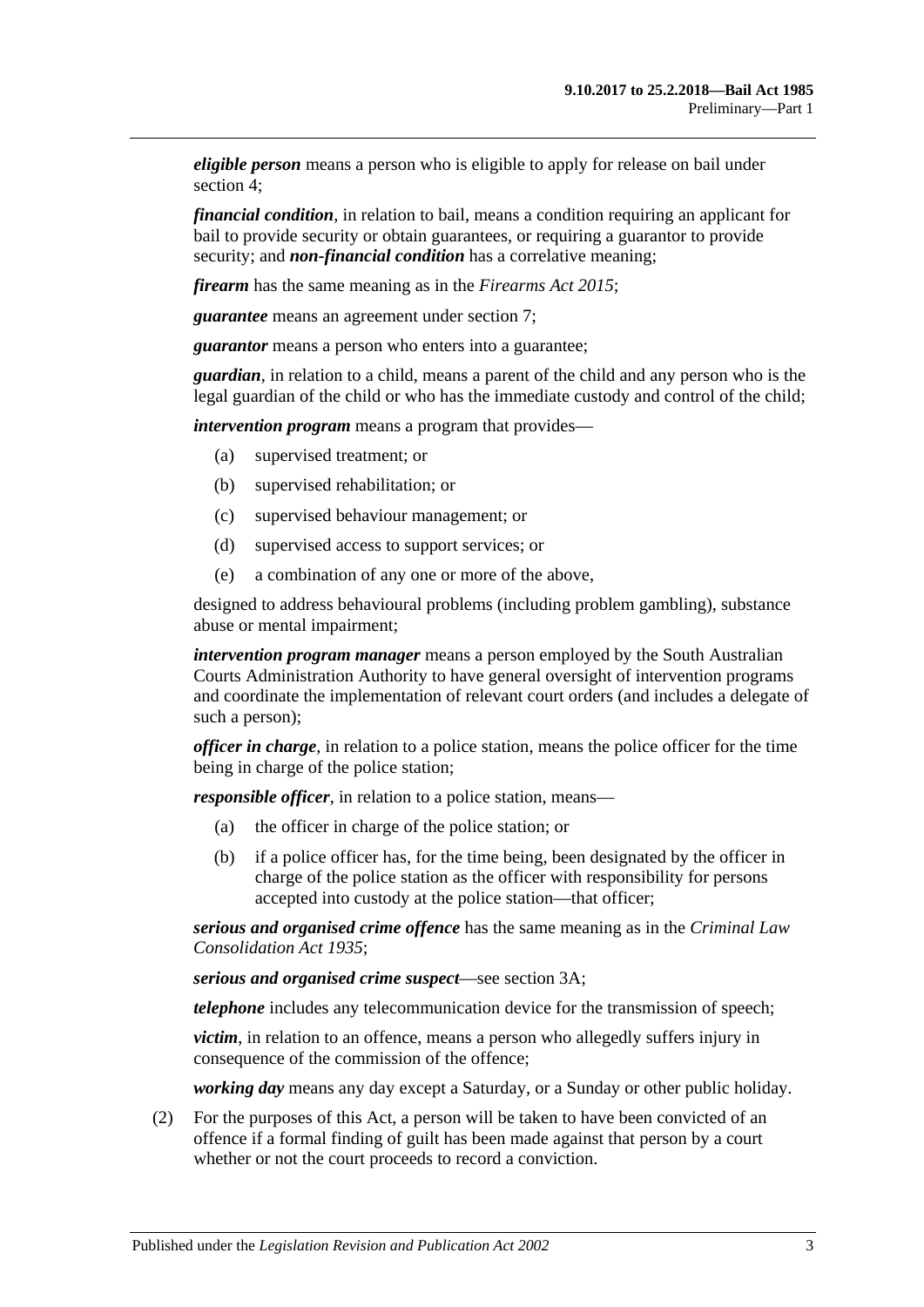***eligible person*** means a person who is eligible to apply for release on bail under section 4;

***financial condition***, in relation to bail, means a condition requiring an applicant for bail to provide security or obtain guarantees, or requiring a guarantor to provide security; and ***non-financial condition*** has a correlative meaning;

***firearm*** has the same meaning as in the *Firearms Act 2015*;

***guarantee*** means an agreement under section 7;

***guarantor*** means a person who enters into a guarantee;

***guardian***, in relation to a child, means a parent of the child and any person who is the legal guardian of the child or who has the immediate custody and control of the child;

***intervention program*** means a program that provides—

- (a) supervised treatment; or
- (b) supervised rehabilitation; or
- (c) supervised behaviour management; or
- (d) supervised access to support services; or
- (e) a combination of any one or more of the above,

designed to address behavioural problems (including problem gambling), substance abuse or mental impairment;

***intervention program manager*** means a person employed by the South Australian Courts Administration Authority to have general oversight of intervention programs and coordinate the implementation of relevant court orders (and includes a delegate of such a person);

***officer in charge***, in relation to a police station, means the police officer for the time being in charge of the police station;

***responsible officer***, in relation to a police station, means—

- (a) the officer in charge of the police station; or
- (b) if a police officer has, for the time being, been designated by the officer in charge of the police station as the officer with responsibility for persons accepted into custody at the police station—that officer;

***serious and organised crime offence*** has the same meaning as in the *Criminal Law Consolidation Act 1935*;

***serious and organised crime suspect***—see section 3A;

***telephone*** includes any telecommunication device for the transmission of speech;

***victim***, in relation to an offence, means a person who allegedly suffers injury in consequence of the commission of the offence;

***working day*** means any day except a Saturday, or a Sunday or other public holiday.

(2) For the purposes of this Act, a person will be taken to have been convicted of an offence if a formal finding of guilt has been made against that person by a court whether or not the court proceeds to record a conviction.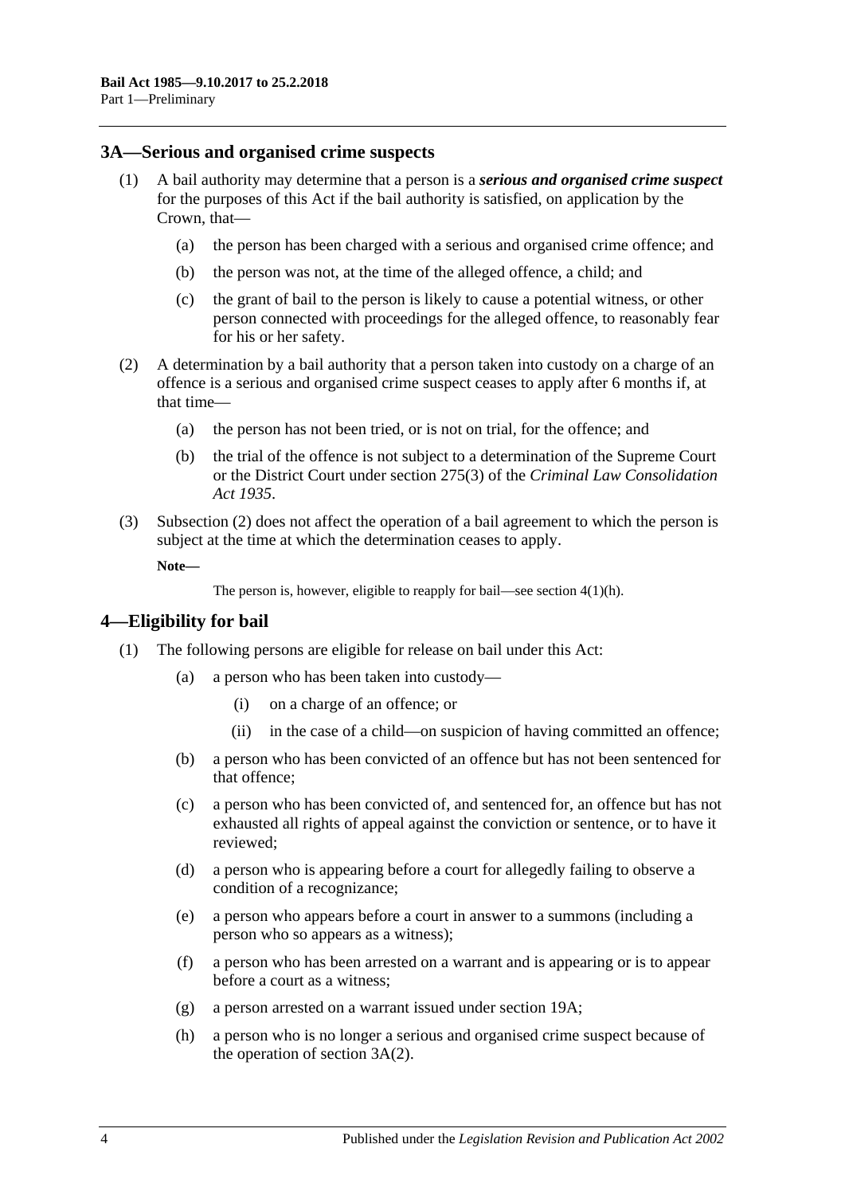## 3A—Serious and organised crime suspects

(1) A bail authority may determine that a person is a ***serious and organised crime suspect*** for the purposes of this Act if the bail authority is satisfied, on application by the Crown, that—

(a) the person has been charged with a serious and organised crime offence; and

(b) the person was not, at the time of the alleged offence, a child; and

(c) the grant of bail to the person is likely to cause a potential witness, or other person connected with proceedings for the alleged offence, to reasonably fear for his or her safety.

(2) A determination by a bail authority that a person taken into custody on a charge of an offence is a serious and organised crime suspect ceases to apply after 6 months if, at that time—

(a) the person has not been tried, or is not on trial, for the offence; and

(b) the trial of the offence is not subject to a determination of the Supreme Court or the District Court under section 275(3) of the *Criminal Law Consolidation Act 1935*.

(3) Subsection (2) does not affect the operation of a bail agreement to which the person is subject at the time at which the determination ceases to apply.

**Note—**

The person is, however, eligible to reapply for bail—see section 4(1)(h).

## 4—Eligibility for bail

(1) The following persons are eligible for release on bail under this Act:

(a) a person who has been taken into custody—

(i) on a charge of an offence; or

(ii) in the case of a child—on suspicion of having committed an offence;

(b) a person who has been convicted of an offence but has not been sentenced for that offence;

(c) a person who has been convicted of, and sentenced for, an offence but has not exhausted all rights of appeal against the conviction or sentence, or to have it reviewed;

(d) a person who is appearing before a court for allegedly failing to observe a condition of a recognizance;

(e) a person who appears before a court in answer to a summons (including a person who so appears as a witness);

(f) a person who has been arrested on a warrant and is appearing or is to appear before a court as a witness;

(g) a person arrested on a warrant issued under section 19A;

(h) a person who is no longer a serious and organised crime suspect because of the operation of section 3A(2).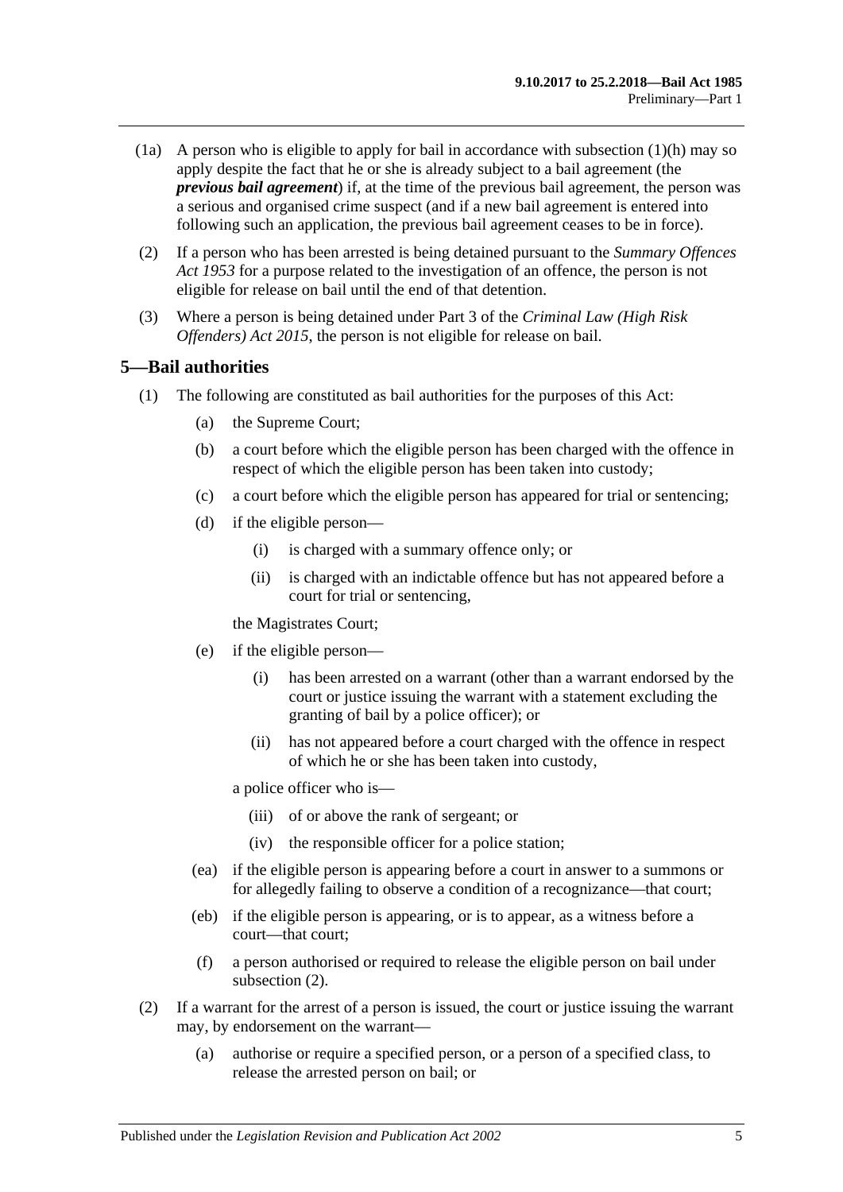(1a) A person who is eligible to apply for bail in accordance with subsection (1)(h) may so apply despite the fact that he or she is already subject to a bail agreement (the ***previous bail agreement***) if, at the time of the previous bail agreement, the person was a serious and organised crime suspect (and if a new bail agreement is entered into following such an application, the previous bail agreement ceases to be in force).

(2) If a person who has been arrested is being detained pursuant to the *Summary Offences Act 1953* for a purpose related to the investigation of an offence, the person is not eligible for release on bail until the end of that detention.

(3) Where a person is being detained under Part 3 of the *Criminal Law (High Risk Offenders) Act 2015*, the person is not eligible for release on bail.

## 5—Bail authorities

(1) The following are constituted as bail authorities for the purposes of this Act:

(a) the Supreme Court;

(b) a court before which the eligible person has been charged with the offence in respect of which the eligible person has been taken into custody;

(c) a court before which the eligible person has appeared for trial or sentencing;

(d) if the eligible person—

(i) is charged with a summary offence only; or

(ii) is charged with an indictable offence but has not appeared before a court for trial or sentencing,

the Magistrates Court;

(e) if the eligible person—

(i) has been arrested on a warrant (other than a warrant endorsed by the court or justice issuing the warrant with a statement excluding the granting of bail by a police officer); or

(ii) has not appeared before a court charged with the offence in respect of which he or she has been taken into custody,

a police officer who is—

(iii) of or above the rank of sergeant; or

(iv) the responsible officer for a police station;

(ea) if the eligible person is appearing before a court in answer to a summons or for allegedly failing to observe a condition of a recognizance—that court;

(eb) if the eligible person is appearing, or is to appear, as a witness before a court—that court;

(f) a person authorised or required to release the eligible person on bail under subsection (2).

(2) If a warrant for the arrest of a person is issued, the court or justice issuing the warrant may, by endorsement on the warrant—

(a) authorise or require a specified person, or a person of a specified class, to release the arrested person on bail; or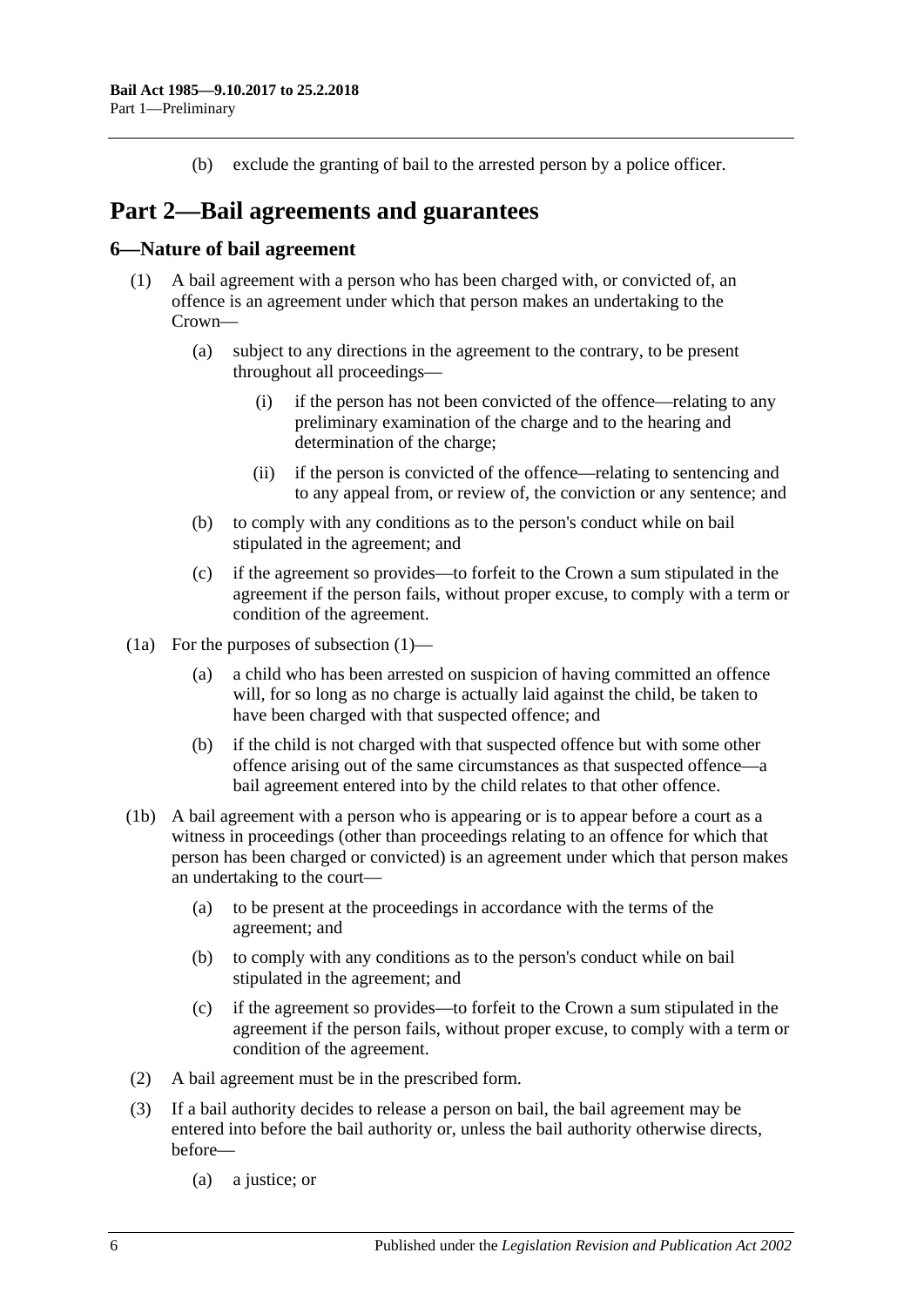(b) exclude the granting of bail to the arrested person by a police officer.

# Part 2—Bail agreements and guarantees

## 6—Nature of bail agreement

(1) A bail agreement with a person who has been charged with, or convicted of, an offence is an agreement under which that person makes an undertaking to the Crown—

(a) subject to any directions in the agreement to the contrary, to be present throughout all proceedings—

(i) if the person has not been convicted of the offence—relating to any preliminary examination of the charge and to the hearing and determination of the charge;

(ii) if the person is convicted of the offence—relating to sentencing and to any appeal from, or review of, the conviction or any sentence; and

(b) to comply with any conditions as to the person's conduct while on bail stipulated in the agreement; and

(c) if the agreement so provides—to forfeit to the Crown a sum stipulated in the agreement if the person fails, without proper excuse, to comply with a term or condition of the agreement.

(1a) For the purposes of subsection (1)—

(a) a child who has been arrested on suspicion of having committed an offence will, for so long as no charge is actually laid against the child, be taken to have been charged with that suspected offence; and

(b) if the child is not charged with that suspected offence but with some other offence arising out of the same circumstances as that suspected offence—a bail agreement entered into by the child relates to that other offence.

(1b) A bail agreement with a person who is appearing or is to appear before a court as a witness in proceedings (other than proceedings relating to an offence for which that person has been charged or convicted) is an agreement under which that person makes an undertaking to the court—

(a) to be present at the proceedings in accordance with the terms of the agreement; and

(b) to comply with any conditions as to the person's conduct while on bail stipulated in the agreement; and

(c) if the agreement so provides—to forfeit to the Crown a sum stipulated in the agreement if the person fails, without proper excuse, to comply with a term or condition of the agreement.

(2) A bail agreement must be in the prescribed form.

(3) If a bail authority decides to release a person on bail, the bail agreement may be entered into before the bail authority or, unless the bail authority otherwise directs, before—

(a) a justice; or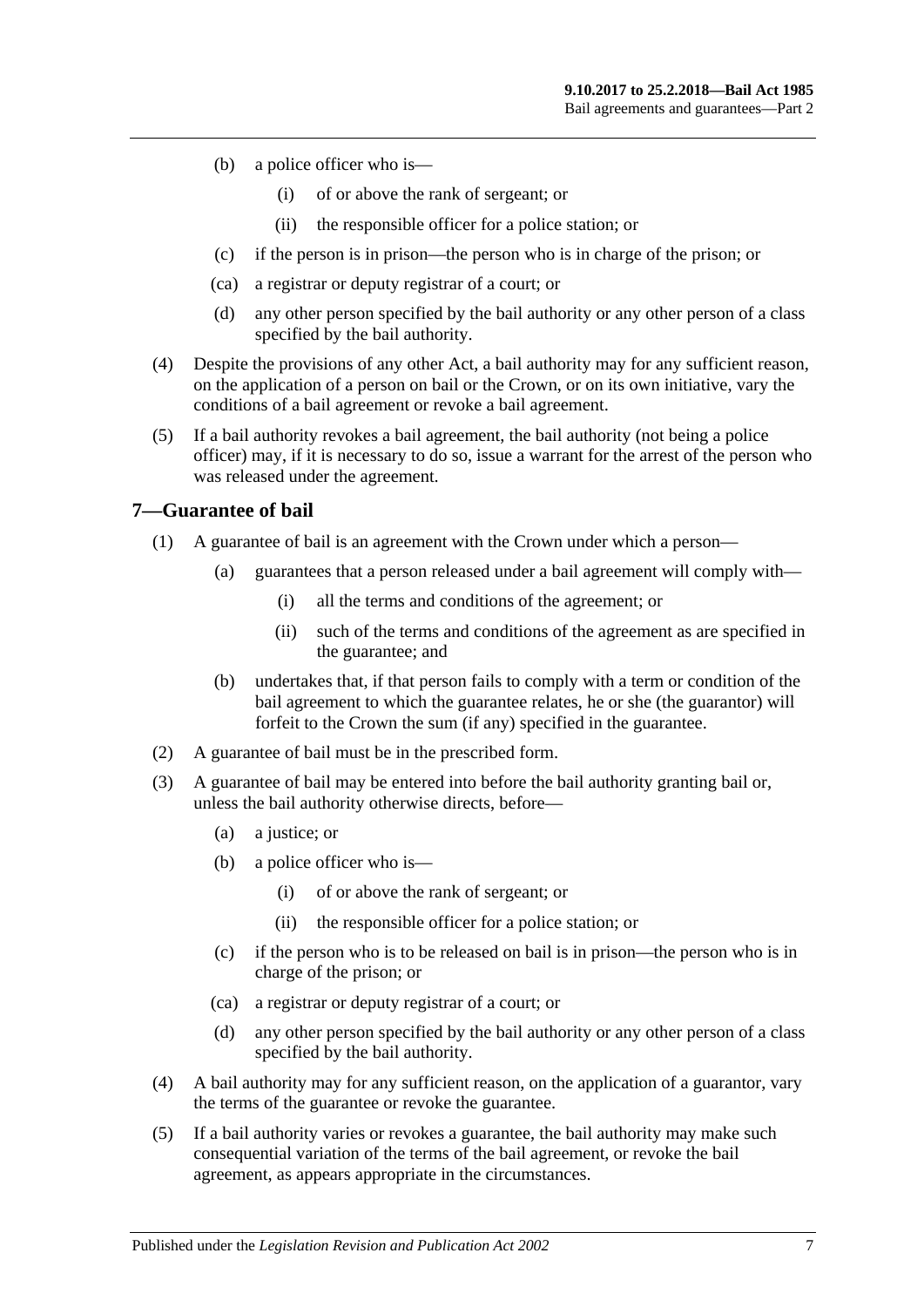(b) a police officer who is—

  (i) of or above the rank of sergeant; or

  (ii) the responsible officer for a police station; or

(c) if the person is in prison—the person who is in charge of the prison; or

(ca) a registrar or deputy registrar of a court; or

(d) any other person specified by the bail authority or any other person of a class specified by the bail authority.

(4) Despite the provisions of any other Act, a bail authority may for any sufficient reason, on the application of a person on bail or the Crown, or on its own initiative, vary the conditions of a bail agreement or revoke a bail agreement.

(5) If a bail authority revokes a bail agreement, the bail authority (not being a police officer) may, if it is necessary to do so, issue a warrant for the arrest of the person who was released under the agreement.

## 7—Guarantee of bail

(1) A guarantee of bail is an agreement with the Crown under which a person—

(a) guarantees that a person released under a bail agreement will comply with—

  (i) all the terms and conditions of the agreement; or

  (ii) such of the terms and conditions of the agreement as are specified in the guarantee; and

(b) undertakes that, if that person fails to comply with a term or condition of the bail agreement to which the guarantee relates, he or she (the guarantor) will forfeit to the Crown the sum (if any) specified in the guarantee.

(2) A guarantee of bail must be in the prescribed form.

(3) A guarantee of bail may be entered into before the bail authority granting bail or, unless the bail authority otherwise directs, before—

(a) a justice; or

(b) a police officer who is—

  (i) of or above the rank of sergeant; or

  (ii) the responsible officer for a police station; or

(c) if the person who is to be released on bail is in prison—the person who is in charge of the prison; or

(ca) a registrar or deputy registrar of a court; or

(d) any other person specified by the bail authority or any other person of a class specified by the bail authority.

(4) A bail authority may for any sufficient reason, on the application of a guarantor, vary the terms of the guarantee or revoke the guarantee.

(5) If a bail authority varies or revokes a guarantee, the bail authority may make such consequential variation of the terms of the bail agreement, or revoke the bail agreement, as appears appropriate in the circumstances.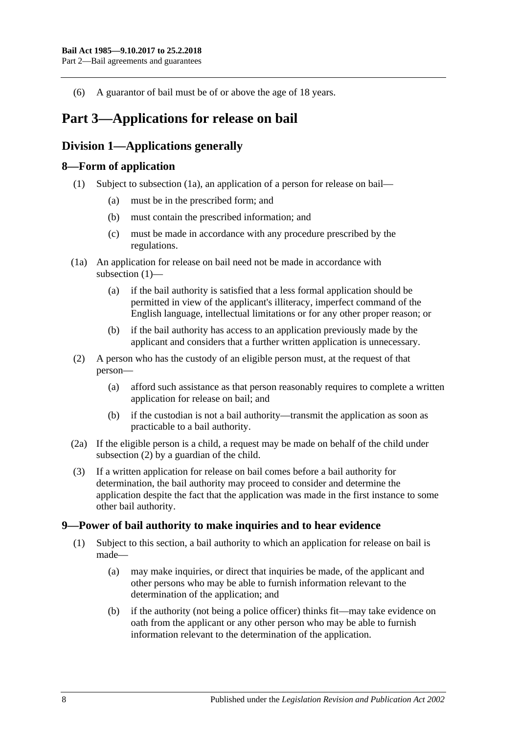(6) A guarantor of bail must be of or above the age of 18 years.

# Part 3—Applications for release on bail

## Division 1—Applications generally

### 8—Form of application

(1) Subject to subsection (1a), an application of a person for release on bail—

- (a) must be in the prescribed form; and
- (b) must contain the prescribed information; and
- (c) must be made in accordance with any procedure prescribed by the regulations.

(1a) An application for release on bail need not be made in accordance with subsection (1)—

- (a) if the bail authority is satisfied that a less formal application should be permitted in view of the applicant's illiteracy, imperfect command of the English language, intellectual limitations or for any other proper reason; or
- (b) if the bail authority has access to an application previously made by the applicant and considers that a further written application is unnecessary.

(2) A person who has the custody of an eligible person must, at the request of that person—

- (a) afford such assistance as that person reasonably requires to complete a written application for release on bail; and
- (b) if the custodian is not a bail authority—transmit the application as soon as practicable to a bail authority.

(2a) If the eligible person is a child, a request may be made on behalf of the child under subsection (2) by a guardian of the child.

(3) If a written application for release on bail comes before a bail authority for determination, the bail authority may proceed to consider and determine the application despite the fact that the application was made in the first instance to some other bail authority.

### 9—Power of bail authority to make inquiries and to hear evidence

(1) Subject to this section, a bail authority to which an application for release on bail is made—

- (a) may make inquiries, or direct that inquiries be made, of the applicant and other persons who may be able to furnish information relevant to the determination of the application; and
- (b) if the authority (not being a police officer) thinks fit—may take evidence on oath from the applicant or any other person who may be able to furnish information relevant to the determination of the application.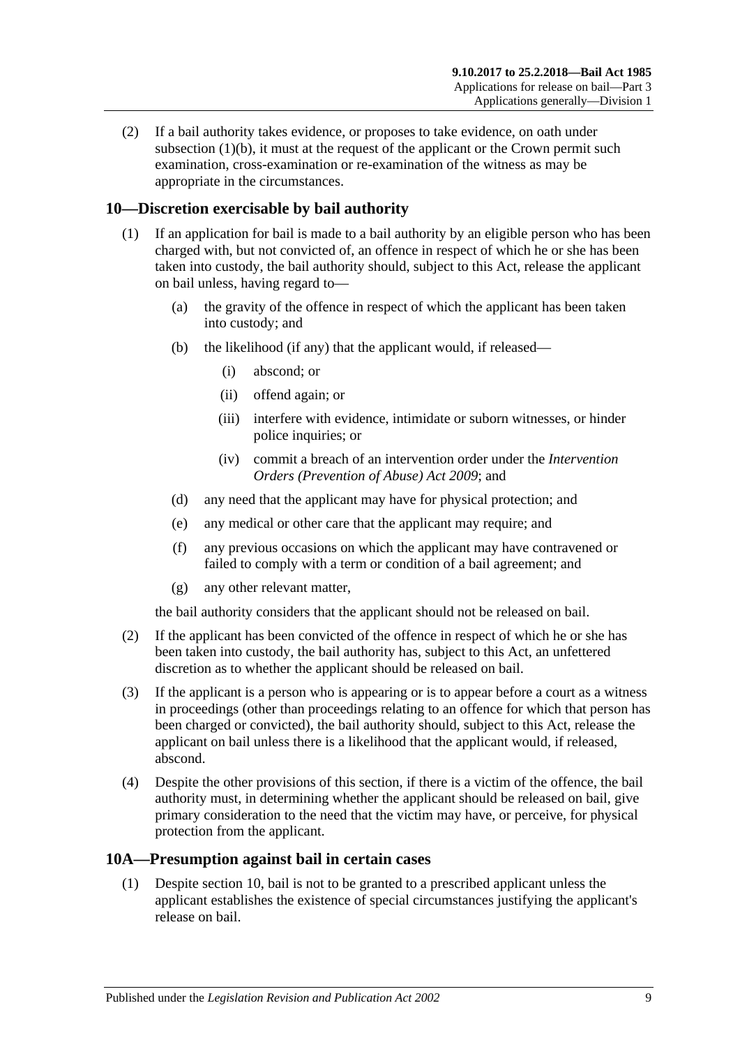(2) If a bail authority takes evidence, or proposes to take evidence, on oath under subsection (1)(b), it must at the request of the applicant or the Crown permit such examination, cross-examination or re-examination of the witness as may be appropriate in the circumstances.

## 10—Discretion exercisable by bail authority

(1) If an application for bail is made to a bail authority by an eligible person who has been charged with, but not convicted of, an offence in respect of which he or she has been taken into custody, the bail authority should, subject to this Act, release the applicant on bail unless, having regard to—

- (a) the gravity of the offence in respect of which the applicant has been taken into custody; and
- (b) the likelihood (if any) that the applicant would, if released—
  - (i) abscond; or
  - (ii) offend again; or
  - (iii) interfere with evidence, intimidate or suborn witnesses, or hinder police inquiries; or
  - (iv) commit a breach of an intervention order under the *Intervention Orders (Prevention of Abuse) Act 2009*; and
- (d) any need that the applicant may have for physical protection; and
- (e) any medical or other care that the applicant may require; and
- (f) any previous occasions on which the applicant may have contravened or failed to comply with a term or condition of a bail agreement; and
- (g) any other relevant matter,

the bail authority considers that the applicant should not be released on bail.

(2) If the applicant has been convicted of the offence in respect of which he or she has been taken into custody, the bail authority has, subject to this Act, an unfettered discretion as to whether the applicant should be released on bail.

(3) If the applicant is a person who is appearing or is to appear before a court as a witness in proceedings (other than proceedings relating to an offence for which that person has been charged or convicted), the bail authority should, subject to this Act, release the applicant on bail unless there is a likelihood that the applicant would, if released, abscond.

(4) Despite the other provisions of this section, if there is a victim of the offence, the bail authority must, in determining whether the applicant should be released on bail, give primary consideration to the need that the victim may have, or perceive, for physical protection from the applicant.

## 10A—Presumption against bail in certain cases

(1) Despite section 10, bail is not to be granted to a prescribed applicant unless the applicant establishes the existence of special circumstances justifying the applicant's release on bail.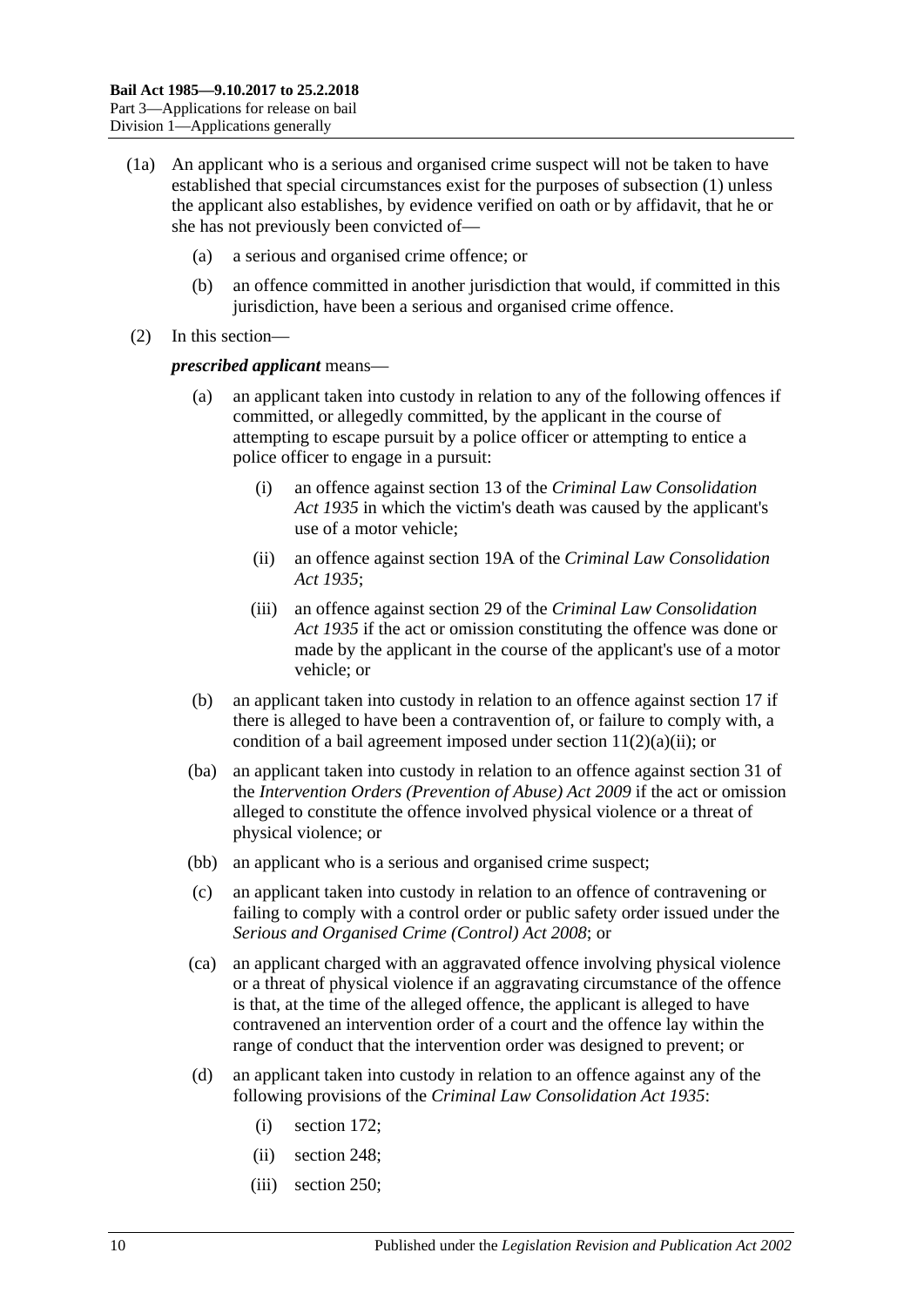(1a) An applicant who is a serious and organised crime suspect will not be taken to have established that special circumstances exist for the purposes of subsection (1) unless the applicant also establishes, by evidence verified on oath or by affidavit, that he or she has not previously been convicted of—

(a) a serious and organised crime offence; or

(b) an offence committed in another jurisdiction that would, if committed in this jurisdiction, have been a serious and organised crime offence.

(2) In this section—

***prescribed applicant*** means—

(a) an applicant taken into custody in relation to any of the following offences if committed, or allegedly committed, by the applicant in the course of attempting to escape pursuit by a police officer or attempting to entice a police officer to engage in a pursuit:

(i) an offence against section 13 of the *Criminal Law Consolidation Act 1935* in which the victim's death was caused by the applicant's use of a motor vehicle;

(ii) an offence against section 19A of the *Criminal Law Consolidation Act 1935*;

(iii) an offence against section 29 of the *Criminal Law Consolidation Act 1935* if the act or omission constituting the offence was done or made by the applicant in the course of the applicant's use of a motor vehicle; or

(b) an applicant taken into custody in relation to an offence against section 17 if there is alleged to have been a contravention of, or failure to comply with, a condition of a bail agreement imposed under section 11(2)(a)(ii); or

(ba) an applicant taken into custody in relation to an offence against section 31 of the *Intervention Orders (Prevention of Abuse) Act 2009* if the act or omission alleged to constitute the offence involved physical violence or a threat of physical violence; or

(bb) an applicant who is a serious and organised crime suspect;

(c) an applicant taken into custody in relation to an offence of contravening or failing to comply with a control order or public safety order issued under the *Serious and Organised Crime (Control) Act 2008*; or

(ca) an applicant charged with an aggravated offence involving physical violence or a threat of physical violence if an aggravating circumstance of the offence is that, at the time of the alleged offence, the applicant is alleged to have contravened an intervention order of a court and the offence lay within the range of conduct that the intervention order was designed to prevent; or

(d) an applicant taken into custody in relation to an offence against any of the following provisions of the *Criminal Law Consolidation Act 1935*:

(i) section 172;

(ii) section 248;

(iii) section 250;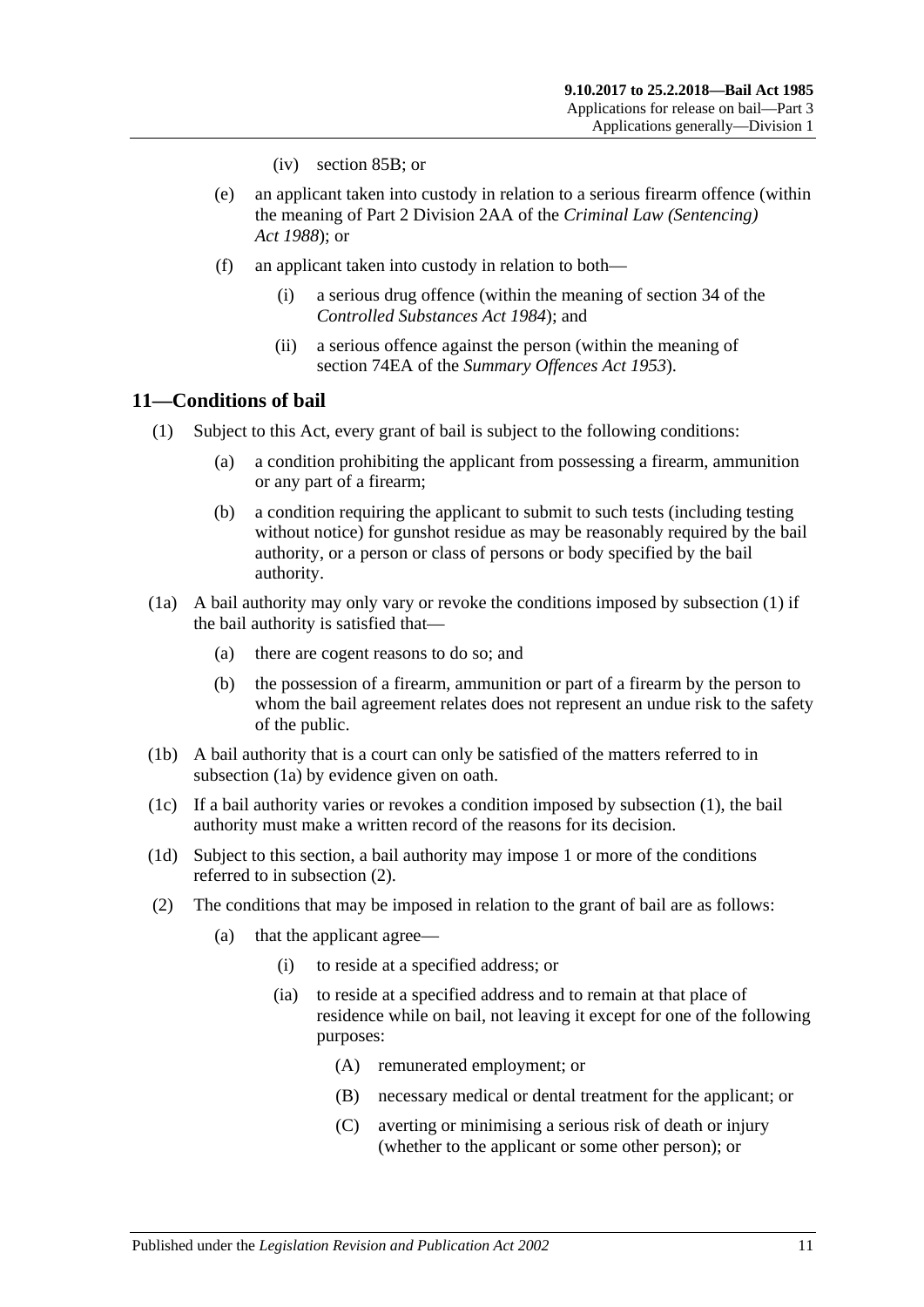(iv) section 85B; or

(e) an applicant taken into custody in relation to a serious firearm offence (within the meaning of Part 2 Division 2AA of the *Criminal Law (Sentencing) Act 1988*); or

(f) an applicant taken into custody in relation to both—

(i) a serious drug offence (within the meaning of section 34 of the *Controlled Substances Act 1984*); and

(ii) a serious offence against the person (within the meaning of section 74EA of the *Summary Offences Act 1953*).

## 11—Conditions of bail

(1) Subject to this Act, every grant of bail is subject to the following conditions:

(a) a condition prohibiting the applicant from possessing a firearm, ammunition or any part of a firearm;

(b) a condition requiring the applicant to submit to such tests (including testing without notice) for gunshot residue as may be reasonably required by the bail authority, or a person or class of persons or body specified by the bail authority.

(1a) A bail authority may only vary or revoke the conditions imposed by subsection (1) if the bail authority is satisfied that—

(a) there are cogent reasons to do so; and

(b) the possession of a firearm, ammunition or part of a firearm by the person to whom the bail agreement relates does not represent an undue risk to the safety of the public.

(1b) A bail authority that is a court can only be satisfied of the matters referred to in subsection (1a) by evidence given on oath.

(1c) If a bail authority varies or revokes a condition imposed by subsection (1), the bail authority must make a written record of the reasons for its decision.

(1d) Subject to this section, a bail authority may impose 1 or more of the conditions referred to in subsection (2).

(2) The conditions that may be imposed in relation to the grant of bail are as follows:

(a) that the applicant agree—

(i) to reside at a specified address; or

(ia) to reside at a specified address and to remain at that place of residence while on bail, not leaving it except for one of the following purposes:

(A) remunerated employment; or

(B) necessary medical or dental treatment for the applicant; or

(C) averting or minimising a serious risk of death or injury (whether to the applicant or some other person); or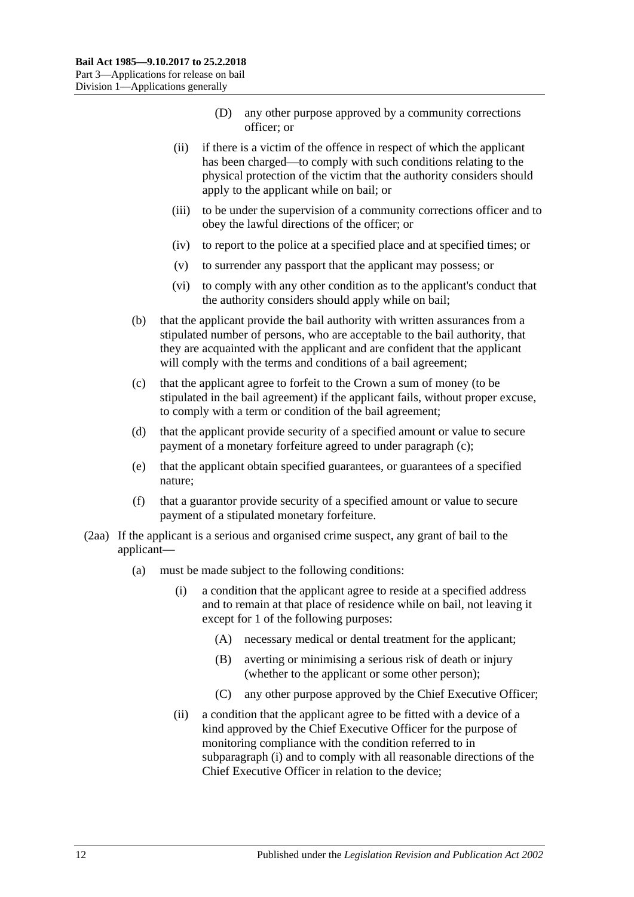(D) any other purpose approved by a community corrections officer; or

(ii) if there is a victim of the offence in respect of which the applicant has been charged—to comply with such conditions relating to the physical protection of the victim that the authority considers should apply to the applicant while on bail; or

(iii) to be under the supervision of a community corrections officer and to obey the lawful directions of the officer; or

(iv) to report to the police at a specified place and at specified times; or

(v) to surrender any passport that the applicant may possess; or

(vi) to comply with any other condition as to the applicant's conduct that the authority considers should apply while on bail;

(b) that the applicant provide the bail authority with written assurances from a stipulated number of persons, who are acceptable to the bail authority, that they are acquainted with the applicant and are confident that the applicant will comply with the terms and conditions of a bail agreement;

(c) that the applicant agree to forfeit to the Crown a sum of money (to be stipulated in the bail agreement) if the applicant fails, without proper excuse, to comply with a term or condition of the bail agreement;

(d) that the applicant provide security of a specified amount or value to secure payment of a monetary forfeiture agreed to under paragraph (c);

(e) that the applicant obtain specified guarantees, or guarantees of a specified nature;

(f) that a guarantor provide security of a specified amount or value to secure payment of a stipulated monetary forfeiture.

(2aa) If the applicant is a serious and organised crime suspect, any grant of bail to the applicant—

(a) must be made subject to the following conditions:

(i) a condition that the applicant agree to reside at a specified address and to remain at that place of residence while on bail, not leaving it except for 1 of the following purposes:

(A) necessary medical or dental treatment for the applicant;

(B) averting or minimising a serious risk of death or injury (whether to the applicant or some other person);

(C) any other purpose approved by the Chief Executive Officer;

(ii) a condition that the applicant agree to be fitted with a device of a kind approved by the Chief Executive Officer for the purpose of monitoring compliance with the condition referred to in subparagraph (i) and to comply with all reasonable directions of the Chief Executive Officer in relation to the device;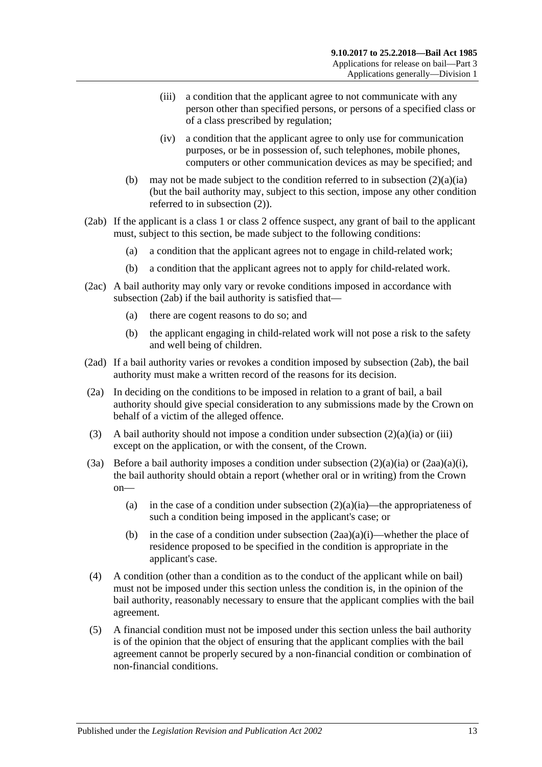(iii) a condition that the applicant agree to not communicate with any person other than specified persons, or persons of a specified class or of a class prescribed by regulation;

(iv) a condition that the applicant agree to only use for communication purposes, or be in possession of, such telephones, mobile phones, computers or other communication devices as may be specified; and

(b) may not be made subject to the condition referred to in subsection (2)(a)(ia) (but the bail authority may, subject to this section, impose any other condition referred to in subsection (2)).

(2ab) If the applicant is a class 1 or class 2 offence suspect, any grant of bail to the applicant must, subject to this section, be made subject to the following conditions:

(a) a condition that the applicant agrees not to engage in child-related work;

(b) a condition that the applicant agrees not to apply for child-related work.

(2ac) A bail authority may only vary or revoke conditions imposed in accordance with subsection (2ab) if the bail authority is satisfied that—

(a) there are cogent reasons to do so; and

(b) the applicant engaging in child-related work will not pose a risk to the safety and well being of children.

(2ad) If a bail authority varies or revokes a condition imposed by subsection (2ab), the bail authority must make a written record of the reasons for its decision.

(2a) In deciding on the conditions to be imposed in relation to a grant of bail, a bail authority should give special consideration to any submissions made by the Crown on behalf of a victim of the alleged offence.

(3) A bail authority should not impose a condition under subsection (2)(a)(ia) or (iii) except on the application, or with the consent, of the Crown.

(3a) Before a bail authority imposes a condition under subsection (2)(a)(ia) or (2aa)(a)(i), the bail authority should obtain a report (whether oral or in writing) from the Crown on—

(a) in the case of a condition under subsection (2)(a)(ia)—the appropriateness of such a condition being imposed in the applicant's case; or

(b) in the case of a condition under subsection (2aa)(a)(i)—whether the place of residence proposed to be specified in the condition is appropriate in the applicant's case.

(4) A condition (other than a condition as to the conduct of the applicant while on bail) must not be imposed under this section unless the condition is, in the opinion of the bail authority, reasonably necessary to ensure that the applicant complies with the bail agreement.

(5) A financial condition must not be imposed under this section unless the bail authority is of the opinion that the object of ensuring that the applicant complies with the bail agreement cannot be properly secured by a non-financial condition or combination of non-financial conditions.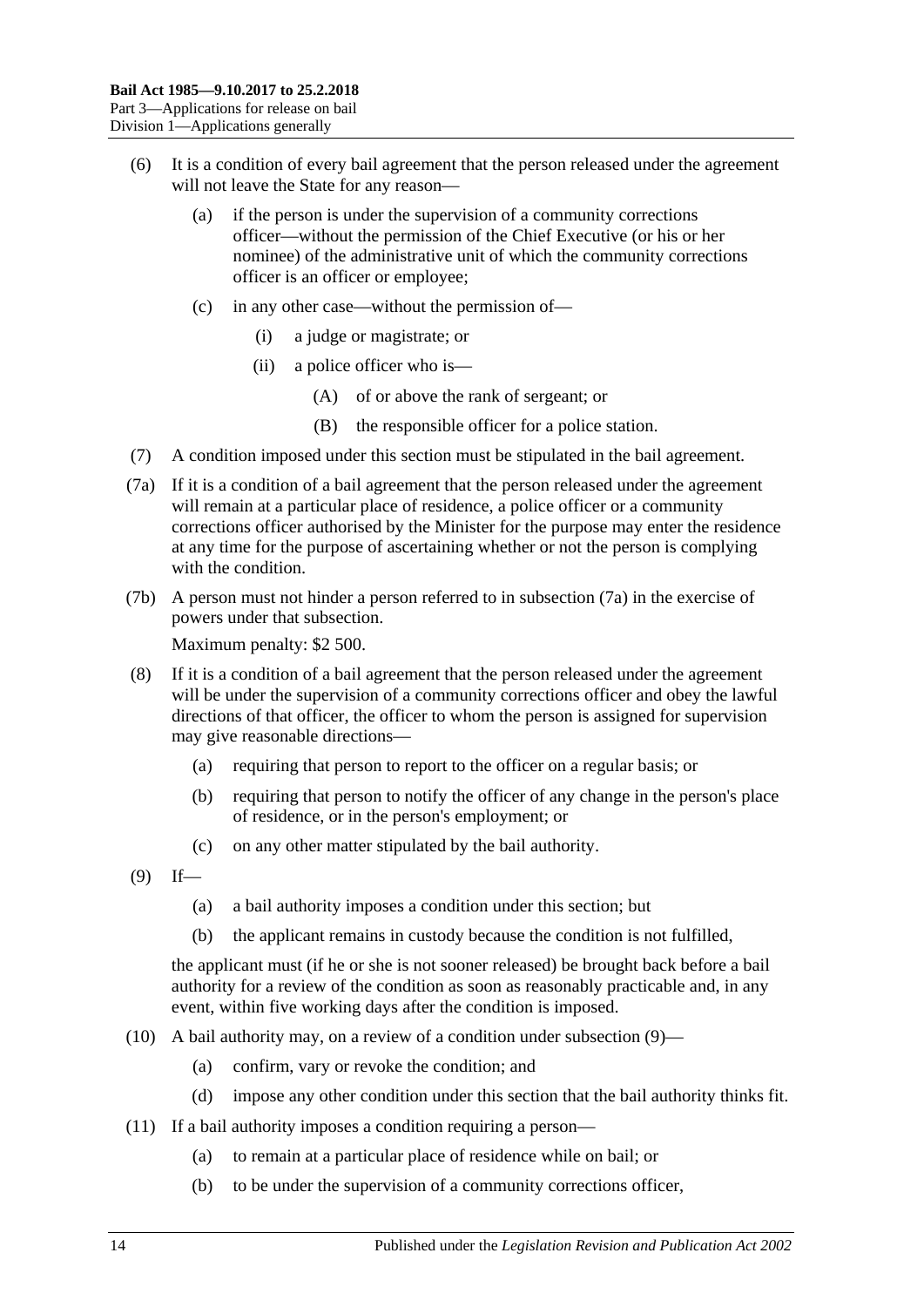(6) It is a condition of every bail agreement that the person released under the agreement will not leave the State for any reason—

   (a) if the person is under the supervision of a community corrections officer—without the permission of the Chief Executive (or his or her nominee) of the administrative unit of which the community corrections officer is an officer or employee;

   (c) in any other case—without the permission of—

      (i) a judge or magistrate; or

      (ii) a police officer who is—

         (A) of or above the rank of sergeant; or

         (B) the responsible officer for a police station.

(7) A condition imposed under this section must be stipulated in the bail agreement.

(7a) If it is a condition of a bail agreement that the person released under the agreement will remain at a particular place of residence, a police officer or a community corrections officer authorised by the Minister for the purpose may enter the residence at any time for the purpose of ascertaining whether or not the person is complying with the condition.

(7b) A person must not hinder a person referred to in subsection (7a) in the exercise of powers under that subsection.

Maximum penalty: $2 500.

(8) If it is a condition of a bail agreement that the person released under the agreement will be under the supervision of a community corrections officer and obey the lawful directions of that officer, the officer to whom the person is assigned for supervision may give reasonable directions—

   (a) requiring that person to report to the officer on a regular basis; or

   (b) requiring that person to notify the officer of any change in the person's place of residence, or in the person's employment; or

   (c) on any other matter stipulated by the bail authority.

(9) If—

   (a) a bail authority imposes a condition under this section; but

   (b) the applicant remains in custody because the condition is not fulfilled,

the applicant must (if he or she is not sooner released) be brought back before a bail authority for a review of the condition as soon as reasonably practicable and, in any event, within five working days after the condition is imposed.

(10) A bail authority may, on a review of a condition under subsection (9)—

   (a) confirm, vary or revoke the condition; and

   (d) impose any other condition under this section that the bail authority thinks fit.

(11) If a bail authority imposes a condition requiring a person—

   (a) to remain at a particular place of residence while on bail; or

   (b) to be under the supervision of a community corrections officer,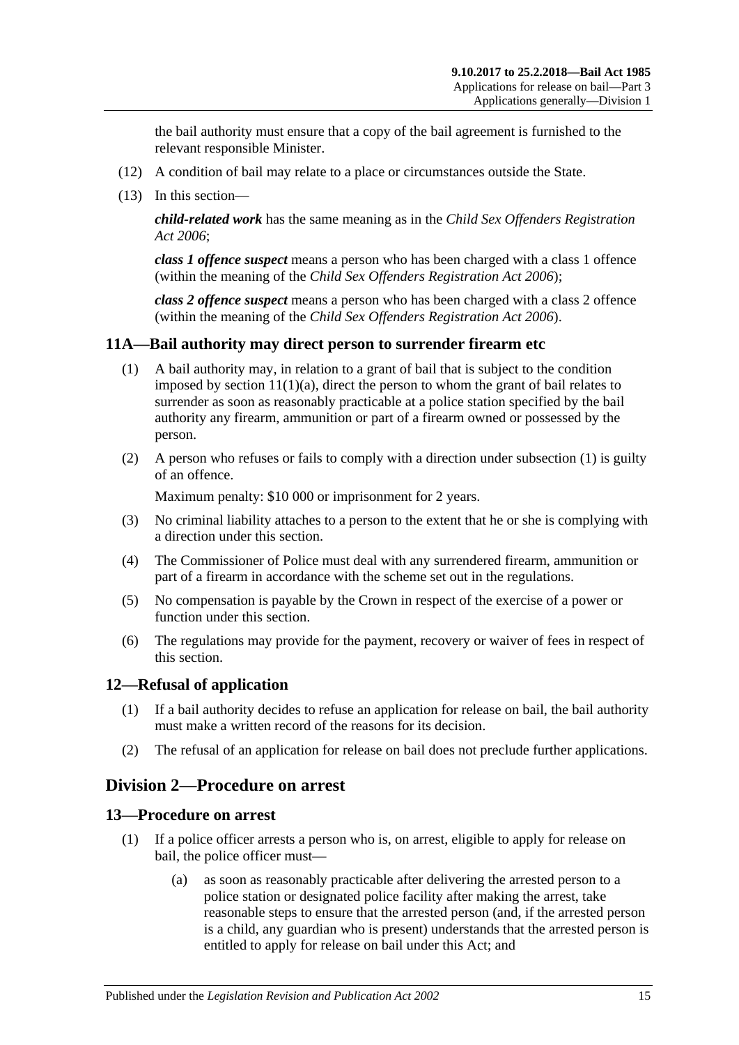the bail authority must ensure that a copy of the bail agreement is furnished to the relevant responsible Minister.

(12) A condition of bail may relate to a place or circumstances outside the State.

(13) In this section—

***child-related work*** has the same meaning as in the *Child Sex Offenders Registration Act 2006*;

***class 1 offence suspect*** means a person who has been charged with a class 1 offence (within the meaning of the *Child Sex Offenders Registration Act 2006*);

***class 2 offence suspect*** means a person who has been charged with a class 2 offence (within the meaning of the *Child Sex Offenders Registration Act 2006*).

### 11A—Bail authority may direct person to surrender firearm etc

(1) A bail authority may, in relation to a grant of bail that is subject to the condition imposed by section 11(1)(a), direct the person to whom the grant of bail relates to surrender as soon as reasonably practicable at a police station specified by the bail authority any firearm, ammunition or part of a firearm owned or possessed by the person.

(2) A person who refuses or fails to comply with a direction under subsection (1) is guilty of an offence.

Maximum penalty: $10 000 or imprisonment for 2 years.

(3) No criminal liability attaches to a person to the extent that he or she is complying with a direction under this section.

(4) The Commissioner of Police must deal with any surrendered firearm, ammunition or part of a firearm in accordance with the scheme set out in the regulations.

(5) No compensation is payable by the Crown in respect of the exercise of a power or function under this section.

(6) The regulations may provide for the payment, recovery or waiver of fees in respect of this section.

### 12—Refusal of application

(1) If a bail authority decides to refuse an application for release on bail, the bail authority must make a written record of the reasons for its decision.

(2) The refusal of an application for release on bail does not preclude further applications.

## Division 2—Procedure on arrest

### 13—Procedure on arrest

(1) If a police officer arrests a person who is, on arrest, eligible to apply for release on bail, the police officer must—

(a) as soon as reasonably practicable after delivering the arrested person to a police station or designated police facility after making the arrest, take reasonable steps to ensure that the arrested person (and, if the arrested person is a child, any guardian who is present) understands that the arrested person is entitled to apply for release on bail under this Act; and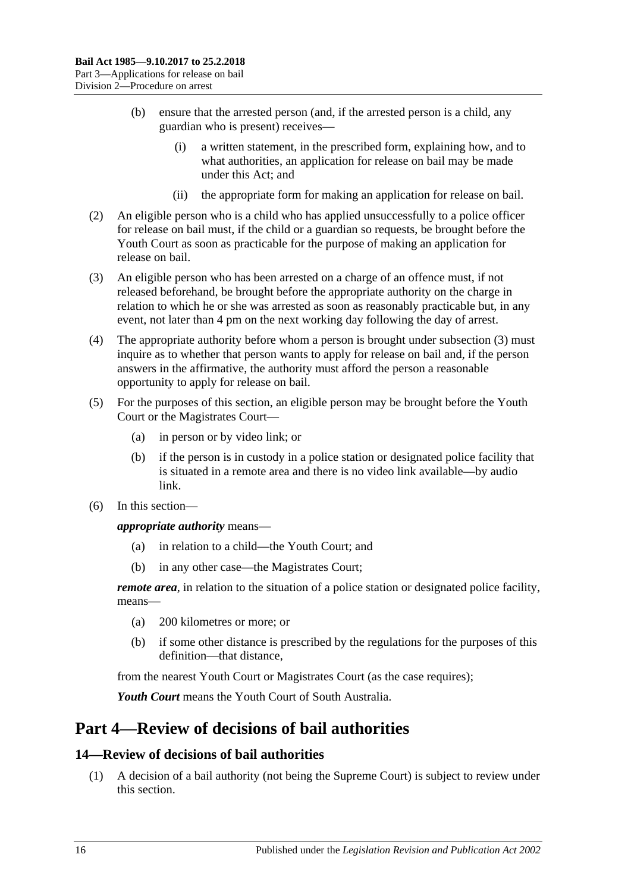(b) ensure that the arrested person (and, if the arrested person is a child, any guardian who is present) receives—

(i) a written statement, in the prescribed form, explaining how, and to what authorities, an application for release on bail may be made under this Act; and

(ii) the appropriate form for making an application for release on bail.

(2) An eligible person who is a child who has applied unsuccessfully to a police officer for release on bail must, if the child or a guardian so requests, be brought before the Youth Court as soon as practicable for the purpose of making an application for release on bail.

(3) An eligible person who has been arrested on a charge of an offence must, if not released beforehand, be brought before the appropriate authority on the charge in relation to which he or she was arrested as soon as reasonably practicable but, in any event, not later than 4 pm on the next working day following the day of arrest.

(4) The appropriate authority before whom a person is brought under subsection (3) must inquire as to whether that person wants to apply for release on bail and, if the person answers in the affirmative, the authority must afford the person a reasonable opportunity to apply for release on bail.

(5) For the purposes of this section, an eligible person may be brought before the Youth Court or the Magistrates Court—

(a) in person or by video link; or

(b) if the person is in custody in a police station or designated police facility that is situated in a remote area and there is no video link available—by audio link.

(6) In this section—

***appropriate authority*** means—

(a) in relation to a child—the Youth Court; and

(b) in any other case—the Magistrates Court;

***remote area***, in relation to the situation of a police station or designated police facility, means—

(a) 200 kilometres or more; or

(b) if some other distance is prescribed by the regulations for the purposes of this definition—that distance,

from the nearest Youth Court or Magistrates Court (as the case requires);

***Youth Court*** means the Youth Court of South Australia.

# Part 4—Review of decisions of bail authorities

## 14—Review of decisions of bail authorities

(1) A decision of a bail authority (not being the Supreme Court) is subject to review under this section.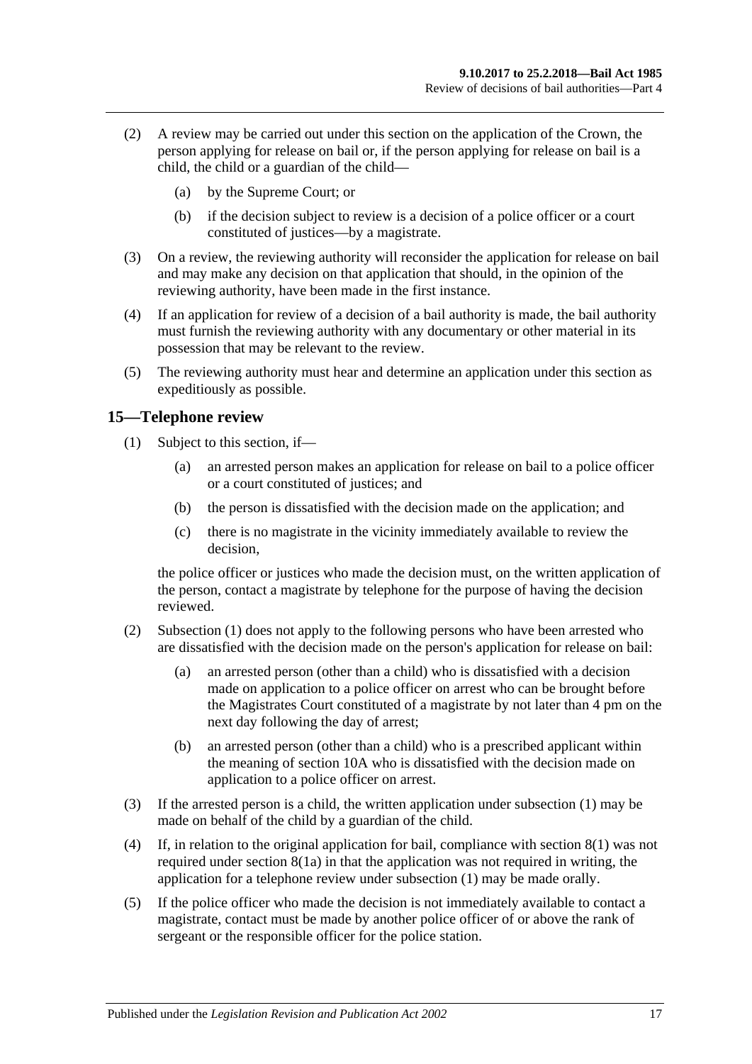(2) A review may be carried out under this section on the application of the Crown, the person applying for release on bail or, if the person applying for release on bail is a child, the child or a guardian of the child—

  (a) by the Supreme Court; or

  (b) if the decision subject to review is a decision of a police officer or a court constituted of justices—by a magistrate.

(3) On a review, the reviewing authority will reconsider the application for release on bail and may make any decision on that application that should, in the opinion of the reviewing authority, have been made in the first instance.

(4) If an application for review of a decision of a bail authority is made, the bail authority must furnish the reviewing authority with any documentary or other material in its possession that may be relevant to the review.

(5) The reviewing authority must hear and determine an application under this section as expeditiously as possible.

## 15—Telephone review

(1) Subject to this section, if—

  (a) an arrested person makes an application for release on bail to a police officer or a court constituted of justices; and

  (b) the person is dissatisfied with the decision made on the application; and

  (c) there is no magistrate in the vicinity immediately available to review the decision,

the police officer or justices who made the decision must, on the written application of the person, contact a magistrate by telephone for the purpose of having the decision reviewed.

(2) Subsection (1) does not apply to the following persons who have been arrested who are dissatisfied with the decision made on the person's application for release on bail:

  (a) an arrested person (other than a child) who is dissatisfied with a decision made on application to a police officer on arrest who can be brought before the Magistrates Court constituted of a magistrate by not later than 4 pm on the next day following the day of arrest;

  (b) an arrested person (other than a child) who is a prescribed applicant within the meaning of section 10A who is dissatisfied with the decision made on application to a police officer on arrest.

(3) If the arrested person is a child, the written application under subsection (1) may be made on behalf of the child by a guardian of the child.

(4) If, in relation to the original application for bail, compliance with section 8(1) was not required under section 8(1a) in that the application was not required in writing, the application for a telephone review under subsection (1) may be made orally.

(5) If the police officer who made the decision is not immediately available to contact a magistrate, contact must be made by another police officer of or above the rank of sergeant or the responsible officer for the police station.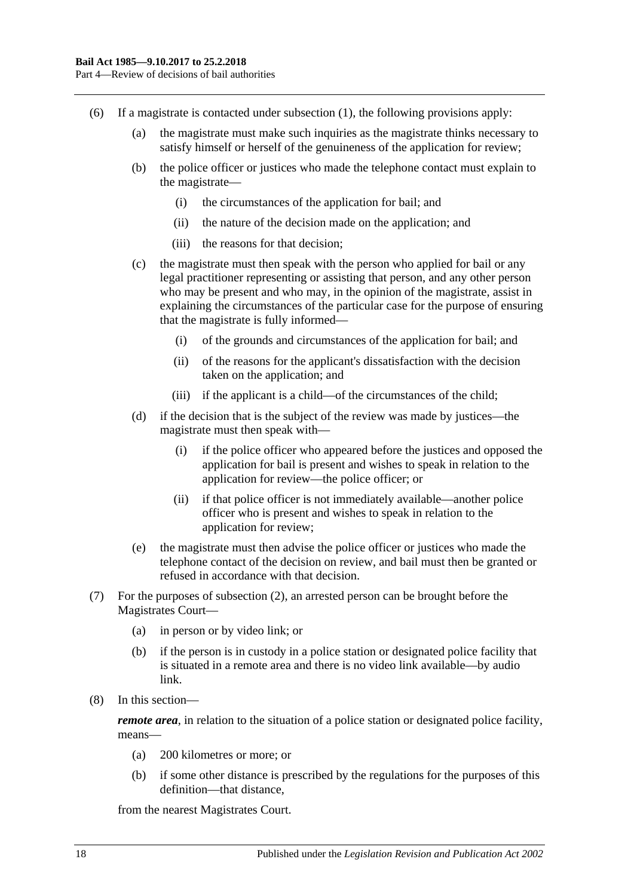(6) If a magistrate is contacted under subsection (1), the following provisions apply:

(a) the magistrate must make such inquiries as the magistrate thinks necessary to satisfy himself or herself of the genuineness of the application for review;

(b) the police officer or justices who made the telephone contact must explain to the magistrate—

(i) the circumstances of the application for bail; and

(ii) the nature of the decision made on the application; and

(iii) the reasons for that decision;

(c) the magistrate must then speak with the person who applied for bail or any legal practitioner representing or assisting that person, and any other person who may be present and who may, in the opinion of the magistrate, assist in explaining the circumstances of the particular case for the purpose of ensuring that the magistrate is fully informed—

(i) of the grounds and circumstances of the application for bail; and

(ii) of the reasons for the applicant's dissatisfaction with the decision taken on the application; and

(iii) if the applicant is a child—of the circumstances of the child;

(d) if the decision that is the subject of the review was made by justices—the magistrate must then speak with—

(i) if the police officer who appeared before the justices and opposed the application for bail is present and wishes to speak in relation to the application for review—the police officer; or

(ii) if that police officer is not immediately available—another police officer who is present and wishes to speak in relation to the application for review;

(e) the magistrate must then advise the police officer or justices who made the telephone contact of the decision on review, and bail must then be granted or refused in accordance with that decision.

(7) For the purposes of subsection (2), an arrested person can be brought before the Magistrates Court—

(a) in person or by video link; or

(b) if the person is in custody in a police station or designated police facility that is situated in a remote area and there is no video link available—by audio link.

(8) In this section—

***remote area***, in relation to the situation of a police station or designated police facility, means—

(a) 200 kilometres or more; or

(b) if some other distance is prescribed by the regulations for the purposes of this definition—that distance,

from the nearest Magistrates Court.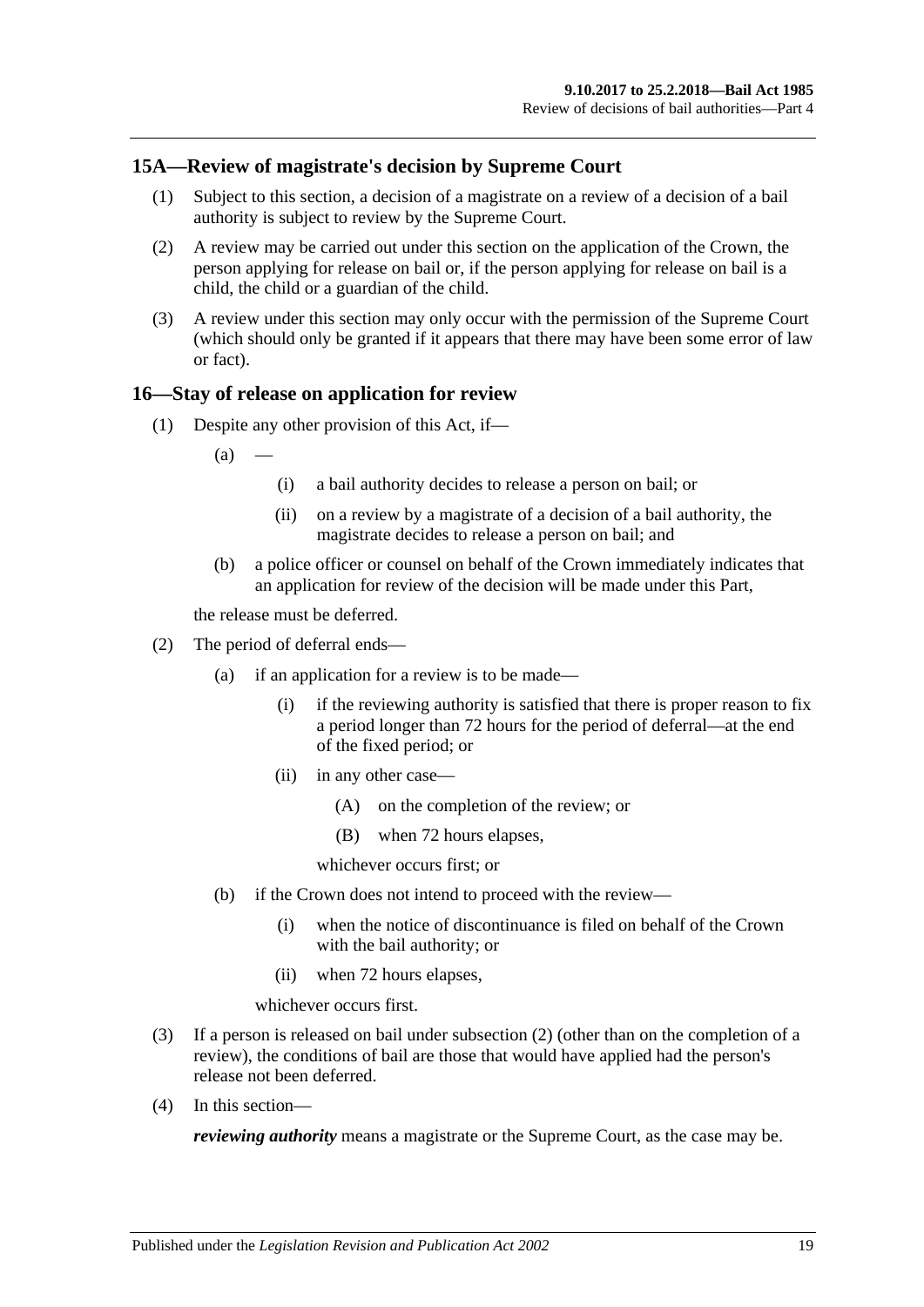## 15A—Review of magistrate's decision by Supreme Court

(1) Subject to this section, a decision of a magistrate on a review of a decision of a bail authority is subject to review by the Supreme Court.

(2) A review may be carried out under this section on the application of the Crown, the person applying for release on bail or, if the person applying for release on bail is a child, the child or a guardian of the child.

(3) A review under this section may only occur with the permission of the Supreme Court (which should only be granted if it appears that there may have been some error of law or fact).

## 16—Stay of release on application for review

(1) Despite any other provision of this Act, if—

- (a) —
  - (i) a bail authority decides to release a person on bail; or
  - (ii) on a review by a magistrate of a decision of a bail authority, the magistrate decides to release a person on bail; and
- (b) a police officer or counsel on behalf of the Crown immediately indicates that an application for review of the decision will be made under this Part,

the release must be deferred.

(2) The period of deferral ends—

- (a) if an application for a review is to be made—
  - (i) if the reviewing authority is satisfied that there is proper reason to fix a period longer than 72 hours for the period of deferral—at the end of the fixed period; or
  - (ii) in any other case—
    - (A) on the completion of the review; or
    - (B) when 72 hours elapses,

    whichever occurs first; or
- (b) if the Crown does not intend to proceed with the review—
  - (i) when the notice of discontinuance is filed on behalf of the Crown with the bail authority; or
  - (ii) when 72 hours elapses,

  whichever occurs first.

(3) If a person is released on bail under subsection (2) (other than on the completion of a review), the conditions of bail are those that would have applied had the person's release not been deferred.

(4) In this section—

***reviewing authority*** means a magistrate or the Supreme Court, as the case may be.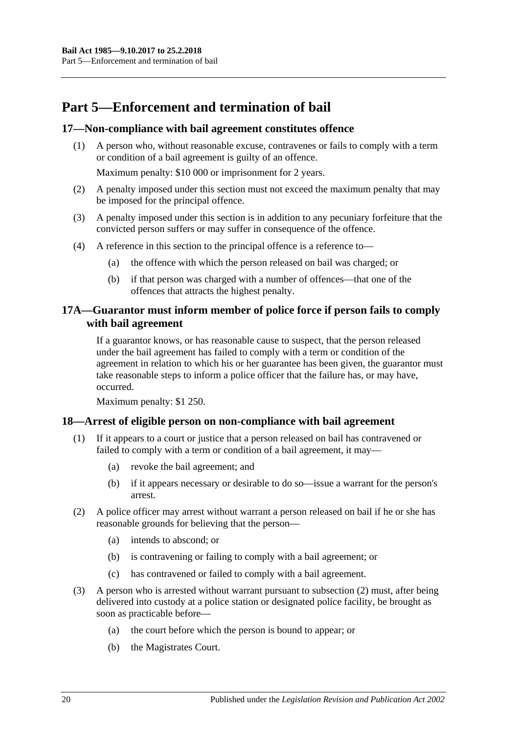# Part 5—Enforcement and termination of bail

## 17—Non-compliance with bail agreement constitutes offence

(1) A person who, without reasonable excuse, contravenes or fails to comply with a term or condition of a bail agreement is guilty of an offence.

Maximum penalty: $10 000 or imprisonment for 2 years.

(2) A penalty imposed under this section must not exceed the maximum penalty that may be imposed for the principal offence.

(3) A penalty imposed under this section is in addition to any pecuniary forfeiture that the convicted person suffers or may suffer in consequence of the offence.

(4) A reference in this section to the principal offence is a reference to—

(a) the offence with which the person released on bail was charged; or

(b) if that person was charged with a number of offences—that one of the offences that attracts the highest penalty.

## 17A—Guarantor must inform member of police force if person fails to comply with bail agreement

If a guarantor knows, or has reasonable cause to suspect, that the person released under the bail agreement has failed to comply with a term or condition of the agreement in relation to which his or her guarantee has been given, the guarantor must take reasonable steps to inform a police officer that the failure has, or may have, occurred.

Maximum penalty: $1 250.

## 18—Arrest of eligible person on non-compliance with bail agreement

(1) If it appears to a court or justice that a person released on bail has contravened or failed to comply with a term or condition of a bail agreement, it may—

(a) revoke the bail agreement; and

(b) if it appears necessary or desirable to do so—issue a warrant for the person's arrest.

(2) A police officer may arrest without warrant a person released on bail if he or she has reasonable grounds for believing that the person—

(a) intends to abscond; or

(b) is contravening or failing to comply with a bail agreement; or

(c) has contravened or failed to comply with a bail agreement.

(3) A person who is arrested without warrant pursuant to subsection (2) must, after being delivered into custody at a police station or designated police facility, be brought as soon as practicable before—

(a) the court before which the person is bound to appear; or

(b) the Magistrates Court.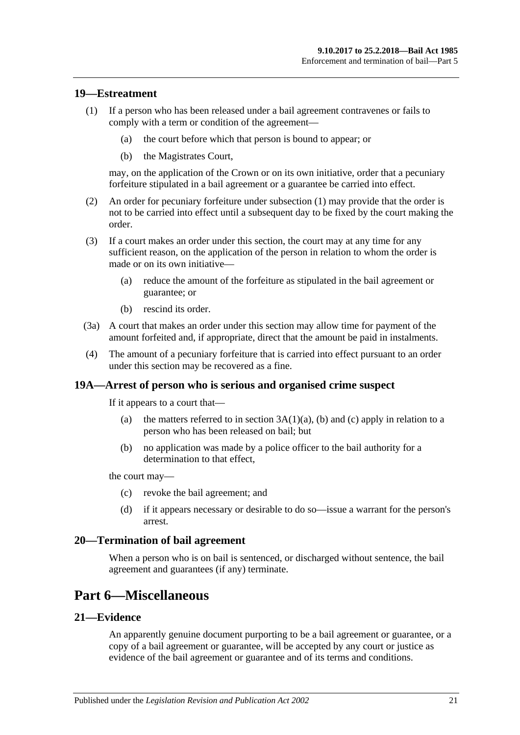## 19—Estreatment

(1) If a person who has been released under a bail agreement contravenes or fails to comply with a term or condition of the agreement—

(a) the court before which that person is bound to appear; or

(b) the Magistrates Court,

may, on the application of the Crown or on its own initiative, order that a pecuniary forfeiture stipulated in a bail agreement or a guarantee be carried into effect.

(2) An order for pecuniary forfeiture under subsection (1) may provide that the order is not to be carried into effect until a subsequent day to be fixed by the court making the order.

(3) If a court makes an order under this section, the court may at any time for any sufficient reason, on the application of the person in relation to whom the order is made or on its own initiative—

(a) reduce the amount of the forfeiture as stipulated in the bail agreement or guarantee; or

(b) rescind its order.

(3a) A court that makes an order under this section may allow time for payment of the amount forfeited and, if appropriate, direct that the amount be paid in instalments.

(4) The amount of a pecuniary forfeiture that is carried into effect pursuant to an order under this section may be recovered as a fine.

## 19A—Arrest of person who is serious and organised crime suspect

If it appears to a court that—

(a) the matters referred to in section 3A(1)(a), (b) and (c) apply in relation to a person who has been released on bail; but

(b) no application was made by a police officer to the bail authority for a determination to that effect,

the court may—

(c) revoke the bail agreement; and

(d) if it appears necessary or desirable to do so—issue a warrant for the person's arrest.

## 20—Termination of bail agreement

When a person who is on bail is sentenced, or discharged without sentence, the bail agreement and guarantees (if any) terminate.

# Part 6—Miscellaneous

## 21—Evidence

An apparently genuine document purporting to be a bail agreement or guarantee, or a copy of a bail agreement or guarantee, will be accepted by any court or justice as evidence of the bail agreement or guarantee and of its terms and conditions.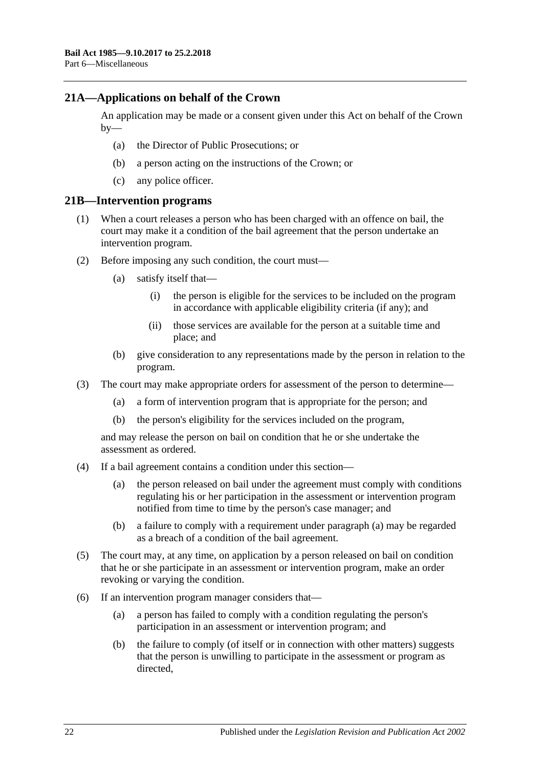## 21A—Applications on behalf of the Crown

An application may be made or a consent given under this Act on behalf of the Crown by—

(a) the Director of Public Prosecutions; or

(b) a person acting on the instructions of the Crown; or

(c) any police officer.

## 21B—Intervention programs

(1) When a court releases a person who has been charged with an offence on bail, the court may make it a condition of the bail agreement that the person undertake an intervention program.

(2) Before imposing any such condition, the court must—

(a) satisfy itself that—

(i) the person is eligible for the services to be included on the program in accordance with applicable eligibility criteria (if any); and

(ii) those services are available for the person at a suitable time and place; and

(b) give consideration to any representations made by the person in relation to the program.

(3) The court may make appropriate orders for assessment of the person to determine—

(a) a form of intervention program that is appropriate for the person; and

(b) the person's eligibility for the services included on the program,

and may release the person on bail on condition that he or she undertake the assessment as ordered.

(4) If a bail agreement contains a condition under this section—

(a) the person released on bail under the agreement must comply with conditions regulating his or her participation in the assessment or intervention program notified from time to time by the person's case manager; and

(b) a failure to comply with a requirement under paragraph (a) may be regarded as a breach of a condition of the bail agreement.

(5) The court may, at any time, on application by a person released on bail on condition that he or she participate in an assessment or intervention program, make an order revoking or varying the condition.

(6) If an intervention program manager considers that—

(a) a person has failed to comply with a condition regulating the person's participation in an assessment or intervention program; and

(b) the failure to comply (of itself or in connection with other matters) suggests that the person is unwilling to participate in the assessment or program as directed,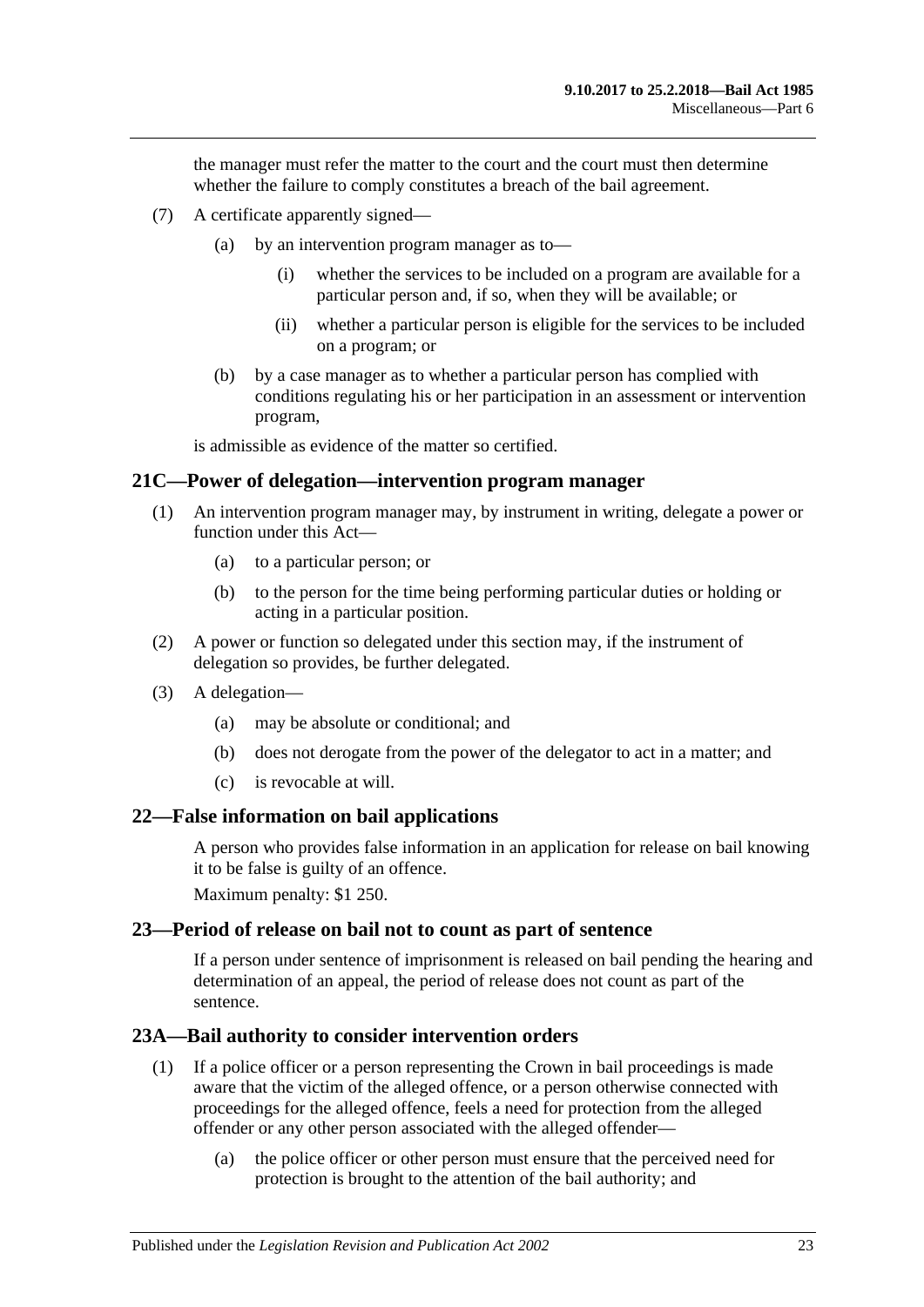the manager must refer the matter to the court and the court must then determine whether the failure to comply constitutes a breach of the bail agreement.

(7) A certificate apparently signed—

(a) by an intervention program manager as to—

(i) whether the services to be included on a program are available for a particular person and, if so, when they will be available; or

(ii) whether a particular person is eligible for the services to be included on a program; or

(b) by a case manager as to whether a particular person has complied with conditions regulating his or her participation in an assessment or intervention program,

is admissible as evidence of the matter so certified.

## 21C—Power of delegation—intervention program manager

(1) An intervention program manager may, by instrument in writing, delegate a power or function under this Act—

(a) to a particular person; or

(b) to the person for the time being performing particular duties or holding or acting in a particular position.

(2) A power or function so delegated under this section may, if the instrument of delegation so provides, be further delegated.

(3) A delegation—

(a) may be absolute or conditional; and

(b) does not derogate from the power of the delegator to act in a matter; and

(c) is revocable at will.

## 22—False information on bail applications

A person who provides false information in an application for release on bail knowing it to be false is guilty of an offence.

Maximum penalty: $1 250.

## 23—Period of release on bail not to count as part of sentence

If a person under sentence of imprisonment is released on bail pending the hearing and determination of an appeal, the period of release does not count as part of the sentence.

## 23A—Bail authority to consider intervention orders

(1) If a police officer or a person representing the Crown in bail proceedings is made aware that the victim of the alleged offence, or a person otherwise connected with proceedings for the alleged offence, feels a need for protection from the alleged offender or any other person associated with the alleged offender—

(a) the police officer or other person must ensure that the perceived need for protection is brought to the attention of the bail authority; and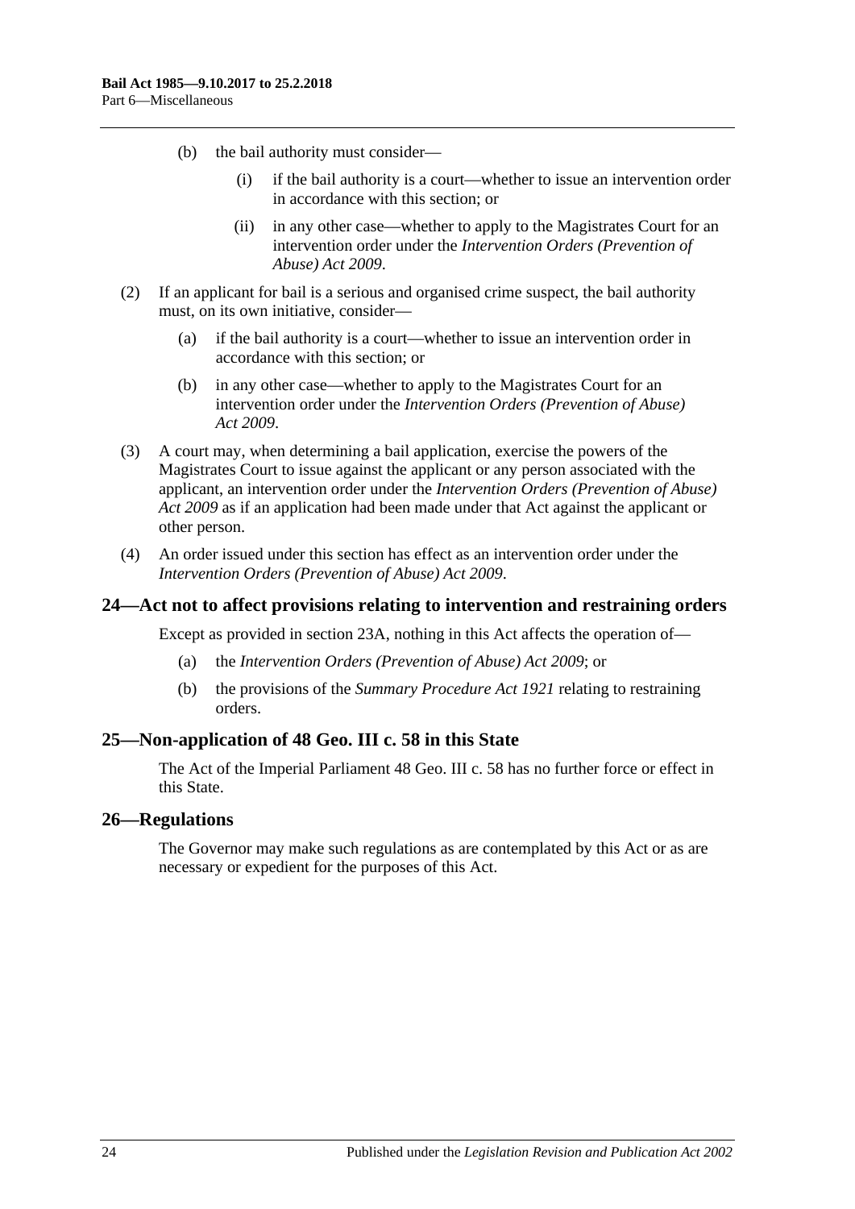(b) the bail authority must consider—

(i) if the bail authority is a court—whether to issue an intervention order in accordance with this section; or

(ii) in any other case—whether to apply to the Magistrates Court for an intervention order under the *Intervention Orders (Prevention of Abuse) Act 2009*.

(2) If an applicant for bail is a serious and organised crime suspect, the bail authority must, on its own initiative, consider—

(a) if the bail authority is a court—whether to issue an intervention order in accordance with this section; or

(b) in any other case—whether to apply to the Magistrates Court for an intervention order under the *Intervention Orders (Prevention of Abuse) Act 2009*.

(3) A court may, when determining a bail application, exercise the powers of the Magistrates Court to issue against the applicant or any person associated with the applicant, an intervention order under the *Intervention Orders (Prevention of Abuse) Act 2009* as if an application had been made under that Act against the applicant or other person.

(4) An order issued under this section has effect as an intervention order under the *Intervention Orders (Prevention of Abuse) Act 2009*.

## 24—Act not to affect provisions relating to intervention and restraining orders

Except as provided in section 23A, nothing in this Act affects the operation of—

(a) the *Intervention Orders (Prevention of Abuse) Act 2009*; or

(b) the provisions of the *Summary Procedure Act 1921* relating to restraining orders.

## 25—Non-application of 48 Geo. III c. 58 in this State

The Act of the Imperial Parliament 48 Geo. III c. 58 has no further force or effect in this State.

## 26—Regulations

The Governor may make such regulations as are contemplated by this Act or as are necessary or expedient for the purposes of this Act.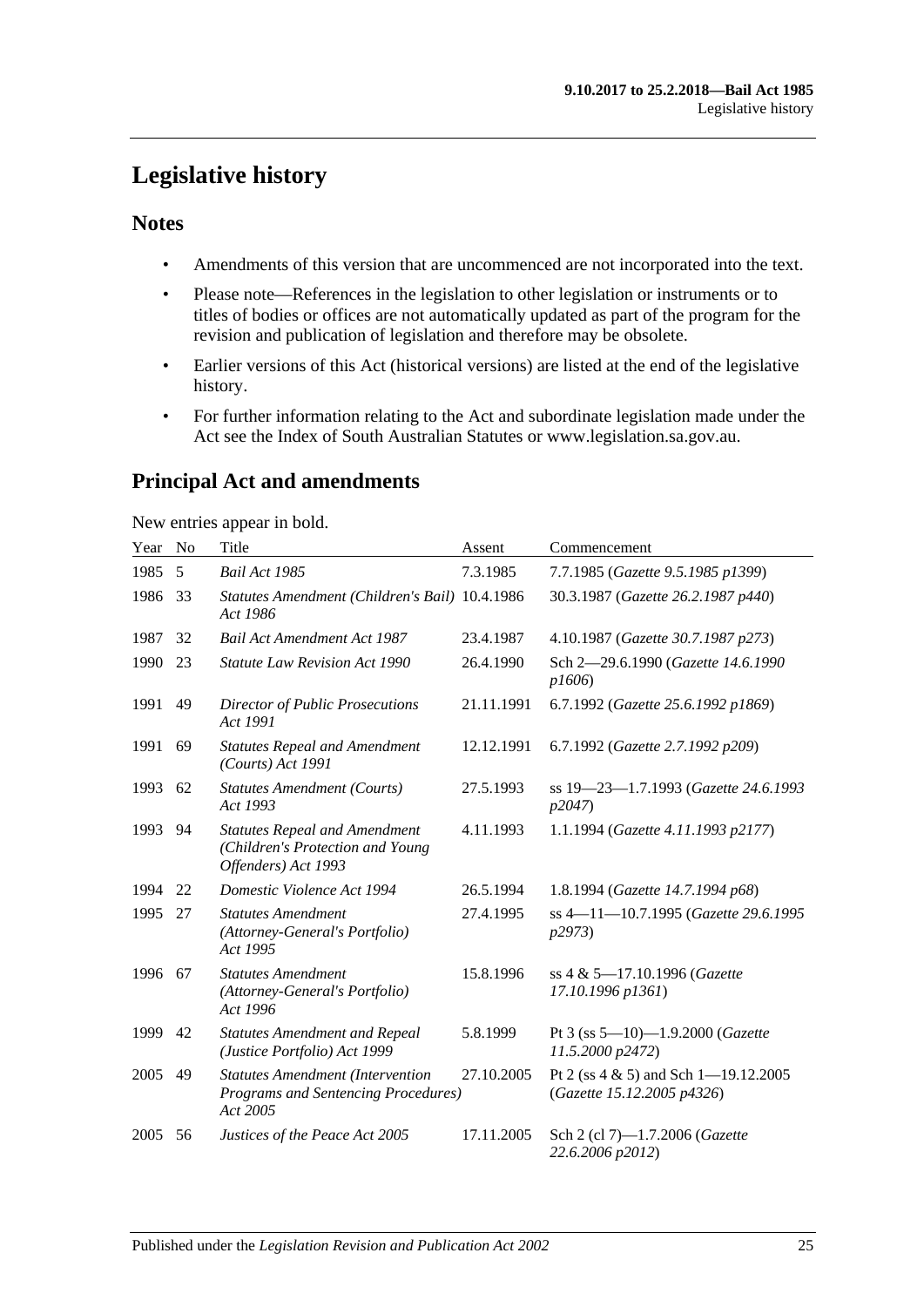# Legislative history

## Notes

- Amendments of this version that are uncommenced are not incorporated into the text.
- Please note—References in the legislation to other legislation or instruments or to titles of bodies or offices are not automatically updated as part of the program for the revision and publication of legislation and therefore may be obsolete.
- Earlier versions of this Act (historical versions) are listed at the end of the legislative history.
- For further information relating to the Act and subordinate legislation made under the Act see the Index of South Australian Statutes or www.legislation.sa.gov.au.

## Principal Act and amendments

New entries appear in bold.

| Year | No | Title | Assent | Commencement |
|---|---|---|---|---|
| 1985 | 5 | *Bail Act 1985* | 7.3.1985 | 7.7.1985 (*Gazette 9.5.1985 p1399*) |
| 1986 | 33 | *Statutes Amendment (Children's Bail) Act 1986* | 10.4.1986 | 30.3.1987 (*Gazette 26.2.1987 p440*) |
| 1987 | 32 | *Bail Act Amendment Act 1987* | 23.4.1987 | 4.10.1987 (*Gazette 30.7.1987 p273*) |
| 1990 | 23 | *Statute Law Revision Act 1990* | 26.4.1990 | Sch 2—29.6.1990 (*Gazette 14.6.1990 p1606*) |
| 1991 | 49 | *Director of Public Prosecutions Act 1991* | 21.11.1991 | 6.7.1992 (*Gazette 25.6.1992 p1869*) |
| 1991 | 69 | *Statutes Repeal and Amendment (Courts) Act 1991* | 12.12.1991 | 6.7.1992 (*Gazette 2.7.1992 p209*) |
| 1993 | 62 | *Statutes Amendment (Courts) Act 1993* | 27.5.1993 | ss 19—23—1.7.1993 (*Gazette 24.6.1993 p2047*) |
| 1993 | 94 | *Statutes Repeal and Amendment (Children's Protection and Young Offenders) Act 1993* | 4.11.1993 | 1.1.1994 (*Gazette 4.11.1993 p2177*) |
| 1994 | 22 | *Domestic Violence Act 1994* | 26.5.1994 | 1.8.1994 (*Gazette 14.7.1994 p68*) |
| 1995 | 27 | *Statutes Amendment (Attorney-General's Portfolio) Act 1995* | 27.4.1995 | ss 4—11—10.7.1995 (*Gazette 29.6.1995 p2973*) |
| 1996 | 67 | *Statutes Amendment (Attorney-General's Portfolio) Act 1996* | 15.8.1996 | ss 4 & 5—17.10.1996 (*Gazette 17.10.1996 p1361*) |
| 1999 | 42 | *Statutes Amendment and Repeal (Justice Portfolio) Act 1999* | 5.8.1999 | Pt 3 (ss 5—10)—1.9.2000 (*Gazette 11.5.2000 p2472*) |
| 2005 | 49 | *Statutes Amendment (Intervention Programs and Sentencing Procedures) Act 2005* | 27.10.2005 | Pt 2 (ss 4 & 5) and Sch 1—19.12.2005 (*Gazette 15.12.2005 p4326*) |
| 2005 | 56 | *Justices of the Peace Act 2005* | 17.11.2005 | Sch 2 (cl 7)—1.7.2006 (*Gazette 22.6.2006 p2012*) |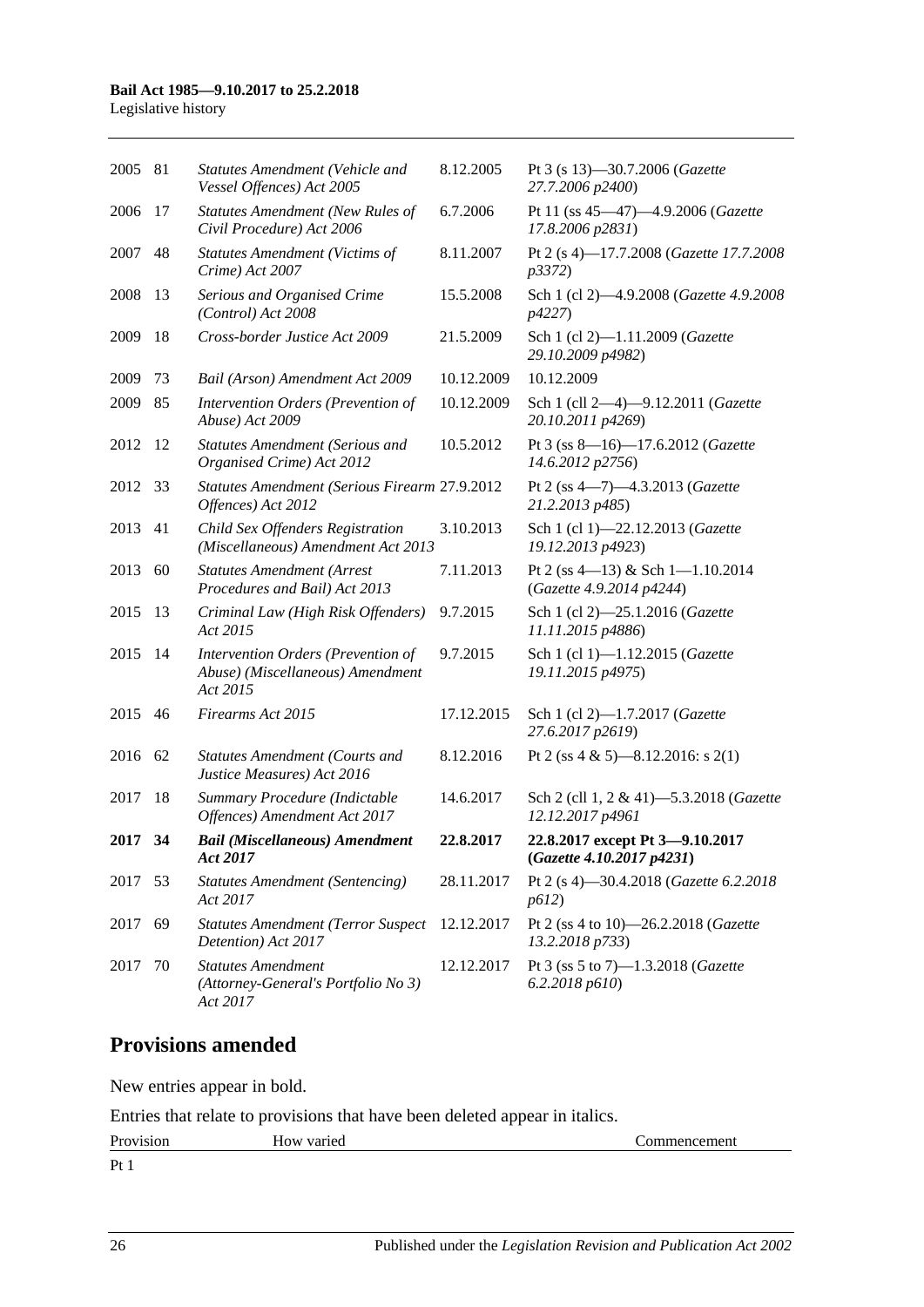| | | | | |
|---|---|---|---|---|
| 2005 | 81 | *Statutes Amendment (Vehicle and Vessel Offences) Act 2005* | 8.12.2005 | Pt 3 (s 13)—30.7.2006 (*Gazette 27.7.2006 p2400*) |
| 2006 | 17 | *Statutes Amendment (New Rules of Civil Procedure) Act 2006* | 6.7.2006 | Pt 11 (ss 45—47)—4.9.2006 (*Gazette 17.8.2006 p2831*) |
| 2007 | 48 | *Statutes Amendment (Victims of Crime) Act 2007* | 8.11.2007 | Pt 2 (s 4)—17.7.2008 (*Gazette 17.7.2008 p3372*) |
| 2008 | 13 | *Serious and Organised Crime (Control) Act 2008* | 15.5.2008 | Sch 1 (cl 2)—4.9.2008 (*Gazette 4.9.2008 p4227*) |
| 2009 | 18 | *Cross-border Justice Act 2009* | 21.5.2009 | Sch 1 (cl 2)—1.11.2009 (*Gazette 29.10.2009 p4982*) |
| 2009 | 73 | *Bail (Arson) Amendment Act 2009* | 10.12.2009 | 10.12.2009 |
| 2009 | 85 | *Intervention Orders (Prevention of Abuse) Act 2009* | 10.12.2009 | Sch 1 (cll 2—4)—9.12.2011 (*Gazette 20.10.2011 p4269*) |
| 2012 | 12 | *Statutes Amendment (Serious and Organised Crime) Act 2012* | 10.5.2012 | Pt 3 (ss 8—16)—17.6.2012 (*Gazette 14.6.2012 p2756*) |
| 2012 | 33 | *Statutes Amendment (Serious Firearm Offences) Act 2012* | 27.9.2012 | Pt 2 (ss 4—7)—4.3.2013 (*Gazette 21.2.2013 p485*) |
| 2013 | 41 | *Child Sex Offenders Registration (Miscellaneous) Amendment Act 2013* | 3.10.2013 | Sch 1 (cl 1)—22.12.2013 (*Gazette 19.12.2013 p4923*) |
| 2013 | 60 | *Statutes Amendment (Arrest Procedures and Bail) Act 2013* | 7.11.2013 | Pt 2 (ss 4—13) & Sch 1—1.10.2014 (*Gazette 4.9.2014 p4244*) |
| 2015 | 13 | *Criminal Law (High Risk Offenders) Act 2015* | 9.7.2015 | Sch 1 (cl 2)—25.1.2016 (*Gazette 11.11.2015 p4886*) |
| 2015 | 14 | *Intervention Orders (Prevention of Abuse) (Miscellaneous) Amendment Act 2015* | 9.7.2015 | Sch 1 (cl 1)—1.12.2015 (*Gazette 19.11.2015 p4975*) |
| 2015 | 46 | *Firearms Act 2015* | 17.12.2015 | Sch 1 (cl 2)—1.7.2017 (*Gazette 27.6.2017 p2619*) |
| 2016 | 62 | *Statutes Amendment (Courts and Justice Measures) Act 2016* | 8.12.2016 | Pt 2 (ss 4 & 5)—8.12.2016: s 2(1) |
| 2017 | 18 | *Summary Procedure (Indictable Offences) Amendment Act 2017* | 14.6.2017 | Sch 2 (cll 1, 2 & 41)—5.3.2018 (*Gazette 12.12.2017 p4961* |
| **2017** | **34** | ***Bail (Miscellaneous) Amendment Act 2017*** | **22.8.2017** | **22.8.2017 except Pt 3—9.10.2017 (*Gazette 4.10.2017 p4231*)** |
| 2017 | 53 | *Statutes Amendment (Sentencing) Act 2017* | 28.11.2017 | Pt 2 (s 4)—30.4.2018 (*Gazette 6.2.2018 p612*) |
| 2017 | 69 | *Statutes Amendment (Terror Suspect Detention) Act 2017* | 12.12.2017 | Pt 2 (ss 4 to 10)—26.2.2018 (*Gazette 13.2.2018 p733*) |
| 2017 | 70 | *Statutes Amendment (Attorney-General's Portfolio No 3) Act 2017* | 12.12.2017 | Pt 3 (ss 5 to 7)—1.3.2018 (*Gazette 6.2.2018 p610*) |

## Provisions amended

New entries appear in bold.

Entries that relate to provisions that have been deleted appear in italics.

| Provision | How varied | Commencement |
|---|---|---|
| Pt 1 | | |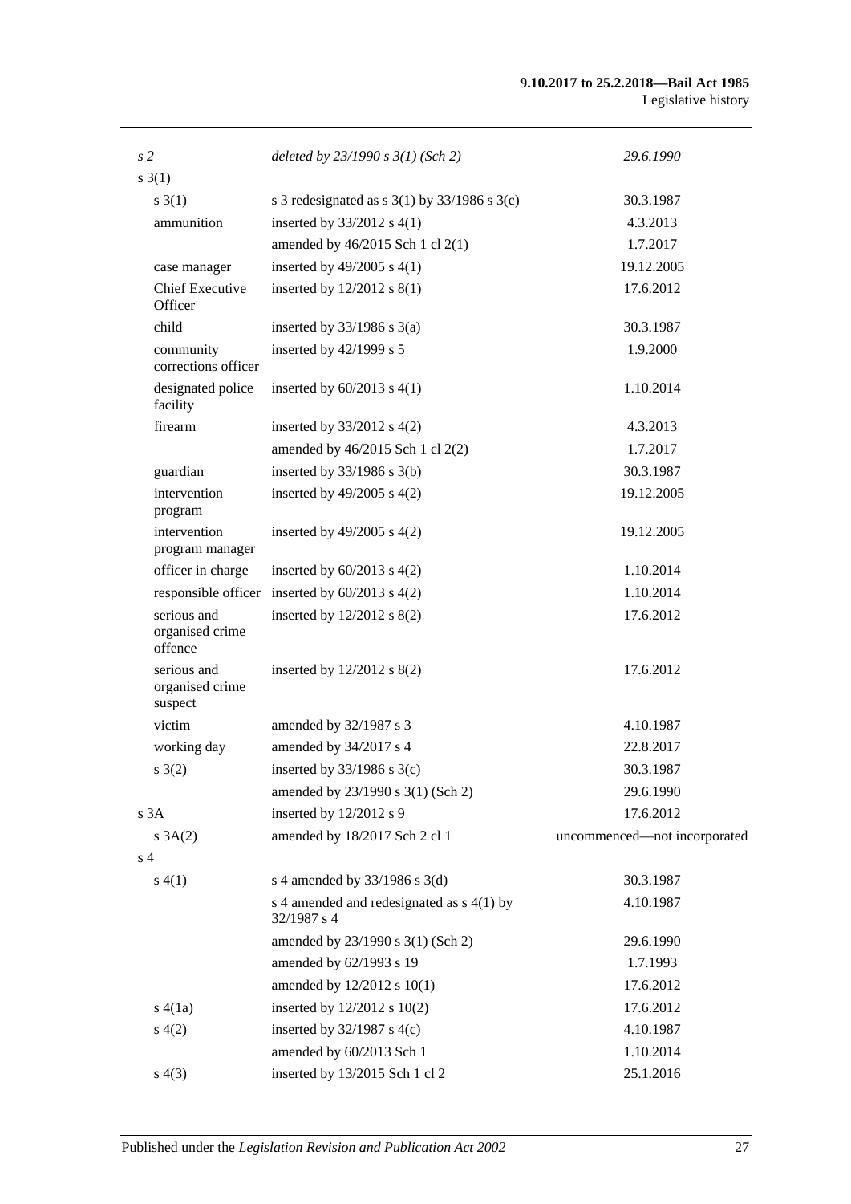| | | |
|---|---|---|
| *s 2* | *deleted by 23/1990 s 3(1) (Sch 2)* | *29.6.1990* |
| s 3(1) | | |
| s 3(1) | s 3 redesignated as s 3(1) by 33/1986 s 3(c) | 30.3.1987 |
| ammunition | inserted by 33/2012 s 4(1) | 4.3.2013 |
| | amended by 46/2015 Sch 1 cl 2(1) | 1.7.2017 |
| case manager | inserted by 49/2005 s 4(1) | 19.12.2005 |
| Chief Executive Officer | inserted by 12/2012 s 8(1) | 17.6.2012 |
| child | inserted by 33/1986 s 3(a) | 30.3.1987 |
| community corrections officer | inserted by 42/1999 s 5 | 1.9.2000 |
| designated police facility | inserted by 60/2013 s 4(1) | 1.10.2014 |
| firearm | inserted by 33/2012 s 4(2) | 4.3.2013 |
| | amended by 46/2015 Sch 1 cl 2(2) | 1.7.2017 |
| guardian | inserted by 33/1986 s 3(b) | 30.3.1987 |
| intervention program | inserted by 49/2005 s 4(2) | 19.12.2005 |
| intervention program manager | inserted by 49/2005 s 4(2) | 19.12.2005 |
| officer in charge | inserted by 60/2013 s 4(2) | 1.10.2014 |
| responsible officer | inserted by 60/2013 s 4(2) | 1.10.2014 |
| serious and organised crime offence | inserted by 12/2012 s 8(2) | 17.6.2012 |
| serious and organised crime suspect | inserted by 12/2012 s 8(2) | 17.6.2012 |
| victim | amended by 32/1987 s 3 | 4.10.1987 |
| working day | amended by 34/2017 s 4 | 22.8.2017 |
| s 3(2) | inserted by 33/1986 s 3(c) | 30.3.1987 |
| | amended by 23/1990 s 3(1) (Sch 2) | 29.6.1990 |
| s 3A | inserted by 12/2012 s 9 | 17.6.2012 |
| s 3A(2) | amended by 18/2017 Sch 2 cl 1 | uncommenced—not incorporated |
| s 4 | | |
| s 4(1) | s 4 amended by 33/1986 s 3(d) | 30.3.1987 |
| | s 4 amended and redesignated as s 4(1) by 32/1987 s 4 | 4.10.1987 |
| | amended by 23/1990 s 3(1) (Sch 2) | 29.6.1990 |
| | amended by 62/1993 s 19 | 1.7.1993 |
| | amended by 12/2012 s 10(1) | 17.6.2012 |
| s 4(1a) | inserted by 12/2012 s 10(2) | 17.6.2012 |
| s 4(2) | inserted by 32/1987 s 4(c) | 4.10.1987 |
| | amended by 60/2013 Sch 1 | 1.10.2014 |
| s 4(3) | inserted by 13/2015 Sch 1 cl 2 | 25.1.2016 |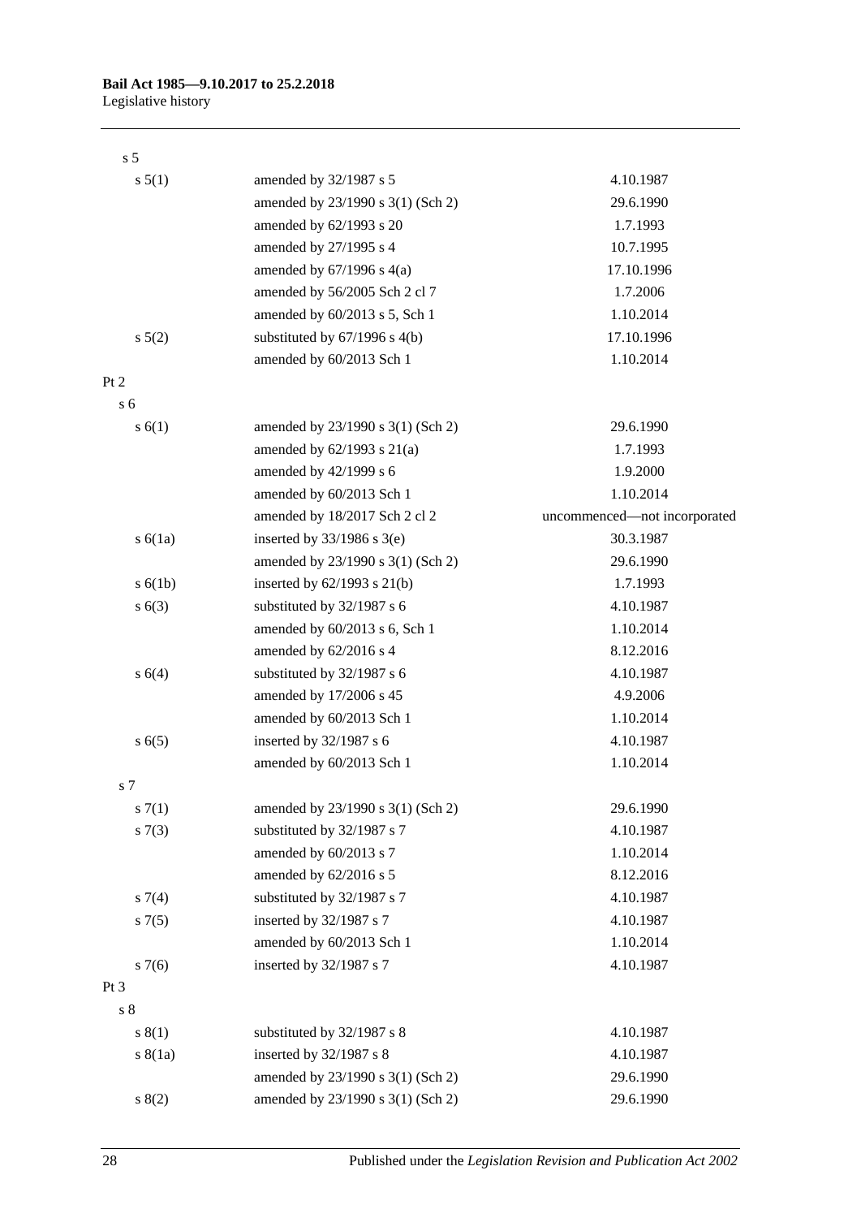| | | |
|---|---|---|
| s 5 | | |
| s 5(1) | amended by 32/1987 s 5 | 4.10.1987 |
| | amended by 23/1990 s 3(1) (Sch 2) | 29.6.1990 |
| | amended by 62/1993 s 20 | 1.7.1993 |
| | amended by 27/1995 s 4 | 10.7.1995 |
| | amended by 67/1996 s 4(a) | 17.10.1996 |
| | amended by 56/2005 Sch 2 cl 7 | 1.7.2006 |
| | amended by 60/2013 s 5, Sch 1 | 1.10.2014 |
| s 5(2) | substituted by 67/1996 s 4(b) | 17.10.1996 |
| | amended by 60/2013 Sch 1 | 1.10.2014 |
| Pt 2 | | |
| s 6 | | |
| s 6(1) | amended by 23/1990 s 3(1) (Sch 2) | 29.6.1990 |
| | amended by 62/1993 s 21(a) | 1.7.1993 |
| | amended by 42/1999 s 6 | 1.9.2000 |
| | amended by 60/2013 Sch 1 | 1.10.2014 |
| | amended by 18/2017 Sch 2 cl 2 | uncommenced—not incorporated |
| s 6(1a) | inserted by 33/1986 s 3(e) | 30.3.1987 |
| | amended by 23/1990 s 3(1) (Sch 2) | 29.6.1990 |
| s 6(1b) | inserted by 62/1993 s 21(b) | 1.7.1993 |
| s 6(3) | substituted by 32/1987 s 6 | 4.10.1987 |
| | amended by 60/2013 s 6, Sch 1 | 1.10.2014 |
| | amended by 62/2016 s 4 | 8.12.2016 |
| s 6(4) | substituted by 32/1987 s 6 | 4.10.1987 |
| | amended by 17/2006 s 45 | 4.9.2006 |
| | amended by 60/2013 Sch 1 | 1.10.2014 |
| s 6(5) | inserted by 32/1987 s 6 | 4.10.1987 |
| | amended by 60/2013 Sch 1 | 1.10.2014 |
| s 7 | | |
| s 7(1) | amended by 23/1990 s 3(1) (Sch 2) | 29.6.1990 |
| s 7(3) | substituted by 32/1987 s 7 | 4.10.1987 |
| | amended by 60/2013 s 7 | 1.10.2014 |
| | amended by 62/2016 s 5 | 8.12.2016 |
| s 7(4) | substituted by 32/1987 s 7 | 4.10.1987 |
| s 7(5) | inserted by 32/1987 s 7 | 4.10.1987 |
| | amended by 60/2013 Sch 1 | 1.10.2014 |
| s 7(6) | inserted by 32/1987 s 7 | 4.10.1987 |
| Pt 3 | | |
| s 8 | | |
| s 8(1) | substituted by 32/1987 s 8 | 4.10.1987 |
| s 8(1a) | inserted by 32/1987 s 8 | 4.10.1987 |
| | amended by 23/1990 s 3(1) (Sch 2) | 29.6.1990 |
| s 8(2) | amended by 23/1990 s 3(1) (Sch 2) | 29.6.1990 |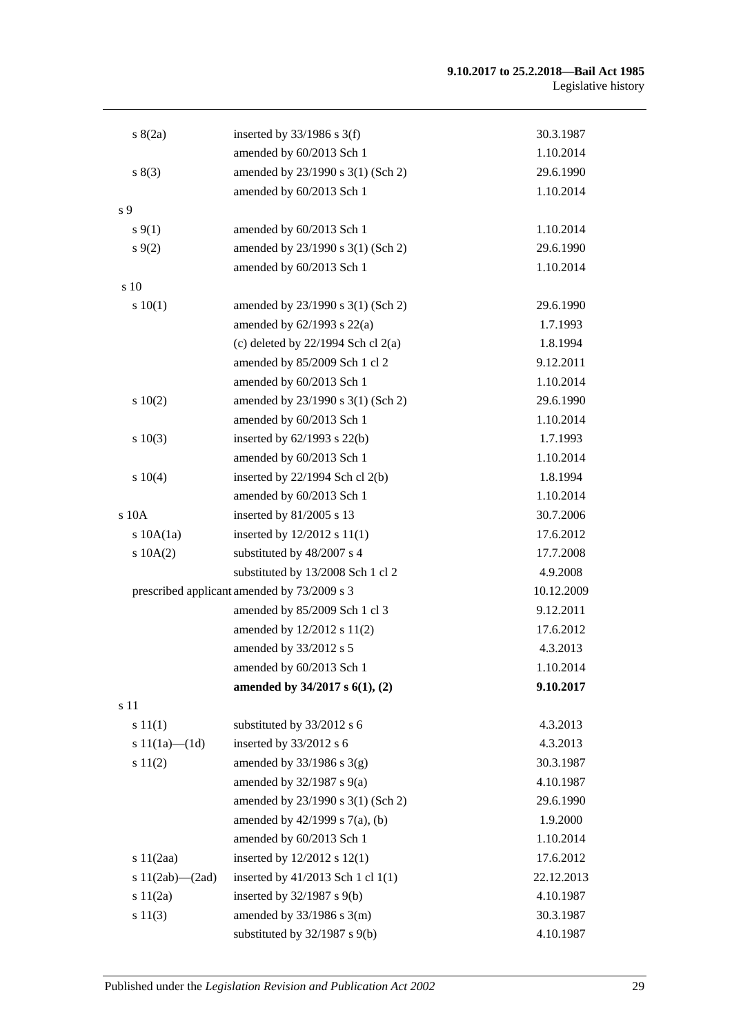| | | |
|---|---|---|
| s 8(2a) | inserted by 33/1986 s 3(f) | 30.3.1987 |
| | amended by 60/2013 Sch 1 | 1.10.2014 |
| s 8(3) | amended by 23/1990 s 3(1) (Sch 2) | 29.6.1990 |
| | amended by 60/2013 Sch 1 | 1.10.2014 |
| s 9 | | |
| s 9(1) | amended by 60/2013 Sch 1 | 1.10.2014 |
| s 9(2) | amended by 23/1990 s 3(1) (Sch 2) | 29.6.1990 |
| | amended by 60/2013 Sch 1 | 1.10.2014 |
| s 10 | | |
| s 10(1) | amended by 23/1990 s 3(1) (Sch 2) | 29.6.1990 |
| | amended by 62/1993 s 22(a) | 1.7.1993 |
| | (c) deleted by 22/1994 Sch cl 2(a) | 1.8.1994 |
| | amended by 85/2009 Sch 1 cl 2 | 9.12.2011 |
| | amended by 60/2013 Sch 1 | 1.10.2014 |
| s 10(2) | amended by 23/1990 s 3(1) (Sch 2) | 29.6.1990 |
| | amended by 60/2013 Sch 1 | 1.10.2014 |
| s 10(3) | inserted by 62/1993 s 22(b) | 1.7.1993 |
| | amended by 60/2013 Sch 1 | 1.10.2014 |
| s 10(4) | inserted by 22/1994 Sch cl 2(b) | 1.8.1994 |
| | amended by 60/2013 Sch 1 | 1.10.2014 |
| s 10A | inserted by 81/2005 s 13 | 30.7.2006 |
| s 10A(1a) | inserted by 12/2012 s 11(1) | 17.6.2012 |
| s 10A(2) | substituted by 48/2007 s 4 | 17.7.2008 |
| | substituted by 13/2008 Sch 1 cl 2 | 4.9.2008 |
| prescribed applicant | amended by 73/2009 s 3 | 10.12.2009 |
| | amended by 85/2009 Sch 1 cl 3 | 9.12.2011 |
| | amended by 12/2012 s 11(2) | 17.6.2012 |
| | amended by 33/2012 s 5 | 4.3.2013 |
| | amended by 60/2013 Sch 1 | 1.10.2014 |
| | **amended by 34/2017 s 6(1), (2)** | **9.10.2017** |
| s 11 | | |
| s 11(1) | substituted by 33/2012 s 6 | 4.3.2013 |
| s 11(1a)—(1d) | inserted by 33/2012 s 6 | 4.3.2013 |
| s 11(2) | amended by 33/1986 s 3(g) | 30.3.1987 |
| | amended by 32/1987 s 9(a) | 4.10.1987 |
| | amended by 23/1990 s 3(1) (Sch 2) | 29.6.1990 |
| | amended by 42/1999 s 7(a), (b) | 1.9.2000 |
| | amended by 60/2013 Sch 1 | 1.10.2014 |
| s 11(2aa) | inserted by 12/2012 s 12(1) | 17.6.2012 |
| s 11(2ab)—(2ad) | inserted by 41/2013 Sch 1 cl 1(1) | 22.12.2013 |
| s 11(2a) | inserted by 32/1987 s 9(b) | 4.10.1987 |
| s 11(3) | amended by 33/1986 s 3(m) | 30.3.1987 |
| | substituted by 32/1987 s 9(b) | 4.10.1987 |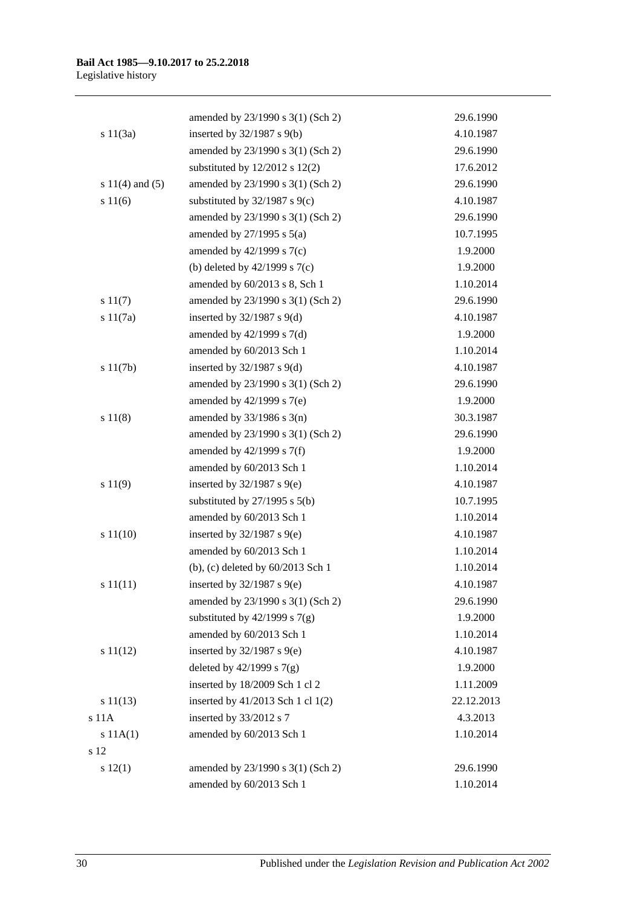| | | |
|---|---|---|
| | amended by 23/1990 s 3(1) (Sch 2) | 29.6.1990 |
| s 11(3a) | inserted by 32/1987 s 9(b) | 4.10.1987 |
| | amended by 23/1990 s 3(1) (Sch 2) | 29.6.1990 |
| | substituted by 12/2012 s 12(2) | 17.6.2012 |
| s 11(4) and (5) | amended by 23/1990 s 3(1) (Sch 2) | 29.6.1990 |
| s 11(6) | substituted by 32/1987 s 9(c) | 4.10.1987 |
| | amended by 23/1990 s 3(1) (Sch 2) | 29.6.1990 |
| | amended by 27/1995 s 5(a) | 10.7.1995 |
| | amended by 42/1999 s 7(c) | 1.9.2000 |
| | (b) deleted by 42/1999 s 7(c) | 1.9.2000 |
| | amended by 60/2013 s 8, Sch 1 | 1.10.2014 |
| s 11(7) | amended by 23/1990 s 3(1) (Sch 2) | 29.6.1990 |
| s 11(7a) | inserted by 32/1987 s 9(d) | 4.10.1987 |
| | amended by 42/1999 s 7(d) | 1.9.2000 |
| | amended by 60/2013 Sch 1 | 1.10.2014 |
| s 11(7b) | inserted by 32/1987 s 9(d) | 4.10.1987 |
| | amended by 23/1990 s 3(1) (Sch 2) | 29.6.1990 |
| | amended by 42/1999 s 7(e) | 1.9.2000 |
| s 11(8) | amended by 33/1986 s 3(n) | 30.3.1987 |
| | amended by 23/1990 s 3(1) (Sch 2) | 29.6.1990 |
| | amended by 42/1999 s 7(f) | 1.9.2000 |
| | amended by 60/2013 Sch 1 | 1.10.2014 |
| s 11(9) | inserted by 32/1987 s 9(e) | 4.10.1987 |
| | substituted by 27/1995 s 5(b) | 10.7.1995 |
| | amended by 60/2013 Sch 1 | 1.10.2014 |
| s 11(10) | inserted by 32/1987 s 9(e) | 4.10.1987 |
| | amended by 60/2013 Sch 1 | 1.10.2014 |
| | (b), (c) deleted by 60/2013 Sch 1 | 1.10.2014 |
| s 11(11) | inserted by 32/1987 s 9(e) | 4.10.1987 |
| | amended by 23/1990 s 3(1) (Sch 2) | 29.6.1990 |
| | substituted by 42/1999 s 7(g) | 1.9.2000 |
| | amended by 60/2013 Sch 1 | 1.10.2014 |
| s 11(12) | inserted by 32/1987 s 9(e) | 4.10.1987 |
| | deleted by 42/1999 s 7(g) | 1.9.2000 |
| | inserted by 18/2009 Sch 1 cl 2 | 1.11.2009 |
| s 11(13) | inserted by 41/2013 Sch 1 cl 1(2) | 22.12.2013 |
| s 11A | inserted by 33/2012 s 7 | 4.3.2013 |
| s 11A(1) | amended by 60/2013 Sch 1 | 1.10.2014 |
| s 12 | | |
| s 12(1) | amended by 23/1990 s 3(1) (Sch 2) | 29.6.1990 |
| | amended by 60/2013 Sch 1 | 1.10.2014 |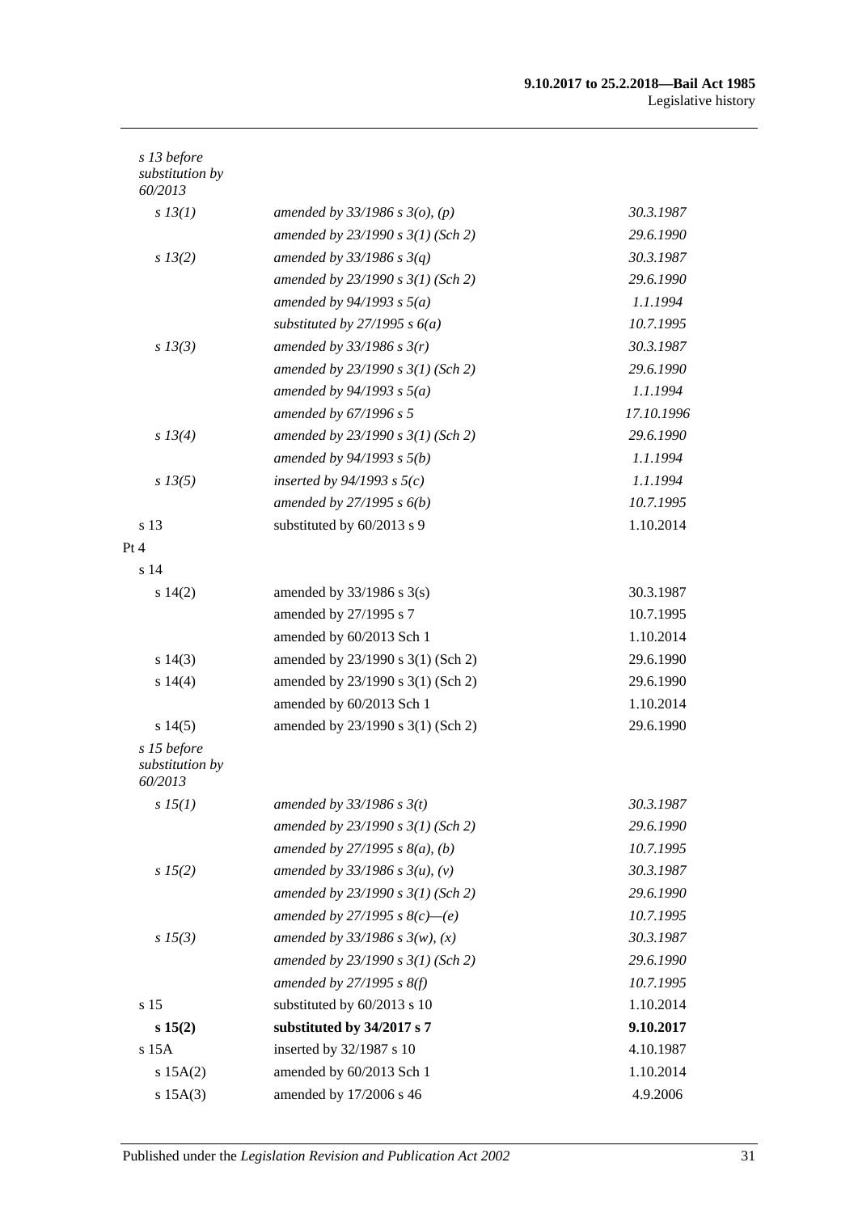| | | |
|---|---|---|
| *s 13 before substitution by 60/2013* | | |
| *s 13(1)* | *amended by 33/1986 s 3(o), (p)* | *30.3.1987* |
| | *amended by 23/1990 s 3(1) (Sch 2)* | *29.6.1990* |
| *s 13(2)* | *amended by 33/1986 s 3(q)* | *30.3.1987* |
| | *amended by 23/1990 s 3(1) (Sch 2)* | *29.6.1990* |
| | *amended by 94/1993 s 5(a)* | *1.1.1994* |
| | *substituted by 27/1995 s 6(a)* | *10.7.1995* |
| *s 13(3)* | *amended by 33/1986 s 3(r)* | *30.3.1987* |
| | *amended by 23/1990 s 3(1) (Sch 2)* | *29.6.1990* |
| | *amended by 94/1993 s 5(a)* | *1.1.1994* |
| | *amended by 67/1996 s 5* | *17.10.1996* |
| *s 13(4)* | *amended by 23/1990 s 3(1) (Sch 2)* | *29.6.1990* |
| | *amended by 94/1993 s 5(b)* | *1.1.1994* |
| *s 13(5)* | *inserted by 94/1993 s 5(c)* | *1.1.1994* |
| | *amended by 27/1995 s 6(b)* | *10.7.1995* |
| s 13 | substituted by 60/2013 s 9 | 1.10.2014 |
| Pt 4 | | |
| s 14 | | |
| s 14(2) | amended by 33/1986 s 3(s) | 30.3.1987 |
| | amended by 27/1995 s 7 | 10.7.1995 |
| | amended by 60/2013 Sch 1 | 1.10.2014 |
| s 14(3) | amended by 23/1990 s 3(1) (Sch 2) | 29.6.1990 |
| s 14(4) | amended by 23/1990 s 3(1) (Sch 2) | 29.6.1990 |
| | amended by 60/2013 Sch 1 | 1.10.2014 |
| s 14(5) | amended by 23/1990 s 3(1) (Sch 2) | 29.6.1990 |
| *s 15 before substitution by 60/2013* | | |
| *s 15(1)* | *amended by 33/1986 s 3(t)* | *30.3.1987* |
| | *amended by 23/1990 s 3(1) (Sch 2)* | *29.6.1990* |
| | *amended by 27/1995 s 8(a), (b)* | *10.7.1995* |
| *s 15(2)* | *amended by 33/1986 s 3(u), (v)* | *30.3.1987* |
| | *amended by 23/1990 s 3(1) (Sch 2)* | *29.6.1990* |
| | *amended by 27/1995 s 8(c)—(e)* | *10.7.1995* |
| *s 15(3)* | *amended by 33/1986 s 3(w), (x)* | *30.3.1987* |
| | *amended by 23/1990 s 3(1) (Sch 2)* | *29.6.1990* |
| | *amended by 27/1995 s 8(f)* | *10.7.1995* |
| s 15 | substituted by 60/2013 s 10 | 1.10.2014 |
| **s 15(2)** | **substituted by 34/2017 s 7** | **9.10.2017** |
| s 15A | inserted by 32/1987 s 10 | 4.10.1987 |
| s 15A(2) | amended by 60/2013 Sch 1 | 1.10.2014 |
| s 15A(3) | amended by 17/2006 s 46 | 4.9.2006 |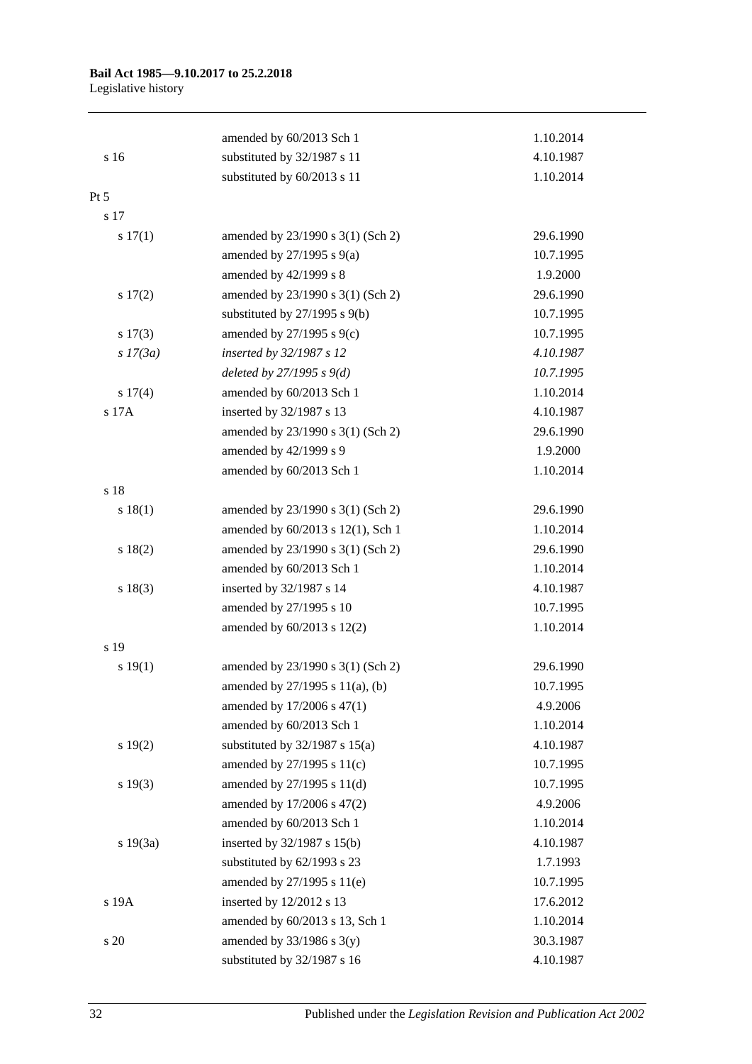| | | |
|---|---|---|
| | amended by 60/2013 Sch 1 | 1.10.2014 |
| s 16 | substituted by 32/1987 s 11 | 4.10.1987 |
| | substituted by 60/2013 s 11 | 1.10.2014 |
| Pt 5 | | |
| s 17 | | |
| s 17(1) | amended by 23/1990 s 3(1) (Sch 2) | 29.6.1990 |
| | amended by 27/1995 s 9(a) | 10.7.1995 |
| | amended by 42/1999 s 8 | 1.9.2000 |
| s 17(2) | amended by 23/1990 s 3(1) (Sch 2) | 29.6.1990 |
| | substituted by 27/1995 s 9(b) | 10.7.1995 |
| s 17(3) | amended by 27/1995 s 9(c) | 10.7.1995 |
| *s 17(3a)* | *inserted by 32/1987 s 12* | *4.10.1987* |
| | *deleted by 27/1995 s 9(d)* | *10.7.1995* |
| s 17(4) | amended by 60/2013 Sch 1 | 1.10.2014 |
| s 17A | inserted by 32/1987 s 13 | 4.10.1987 |
| | amended by 23/1990 s 3(1) (Sch 2) | 29.6.1990 |
| | amended by 42/1999 s 9 | 1.9.2000 |
| | amended by 60/2013 Sch 1 | 1.10.2014 |
| s 18 | | |
| s 18(1) | amended by 23/1990 s 3(1) (Sch 2) | 29.6.1990 |
| | amended by 60/2013 s 12(1), Sch 1 | 1.10.2014 |
| s 18(2) | amended by 23/1990 s 3(1) (Sch 2) | 29.6.1990 |
| | amended by 60/2013 Sch 1 | 1.10.2014 |
| s 18(3) | inserted by 32/1987 s 14 | 4.10.1987 |
| | amended by 27/1995 s 10 | 10.7.1995 |
| | amended by 60/2013 s 12(2) | 1.10.2014 |
| s 19 | | |
| s 19(1) | amended by 23/1990 s 3(1) (Sch 2) | 29.6.1990 |
| | amended by 27/1995 s 11(a), (b) | 10.7.1995 |
| | amended by 17/2006 s 47(1) | 4.9.2006 |
| | amended by 60/2013 Sch 1 | 1.10.2014 |
| s 19(2) | substituted by 32/1987 s 15(a) | 4.10.1987 |
| | amended by 27/1995 s 11(c) | 10.7.1995 |
| s 19(3) | amended by 27/1995 s 11(d) | 10.7.1995 |
| | amended by 17/2006 s 47(2) | 4.9.2006 |
| | amended by 60/2013 Sch 1 | 1.10.2014 |
| s 19(3a) | inserted by 32/1987 s 15(b) | 4.10.1987 |
| | substituted by 62/1993 s 23 | 1.7.1993 |
| | amended by 27/1995 s 11(e) | 10.7.1995 |
| s 19A | inserted by 12/2012 s 13 | 17.6.2012 |
| | amended by 60/2013 s 13, Sch 1 | 1.10.2014 |
| s 20 | amended by 33/1986 s 3(y) | 30.3.1987 |
| | substituted by 32/1987 s 16 | 4.10.1987 |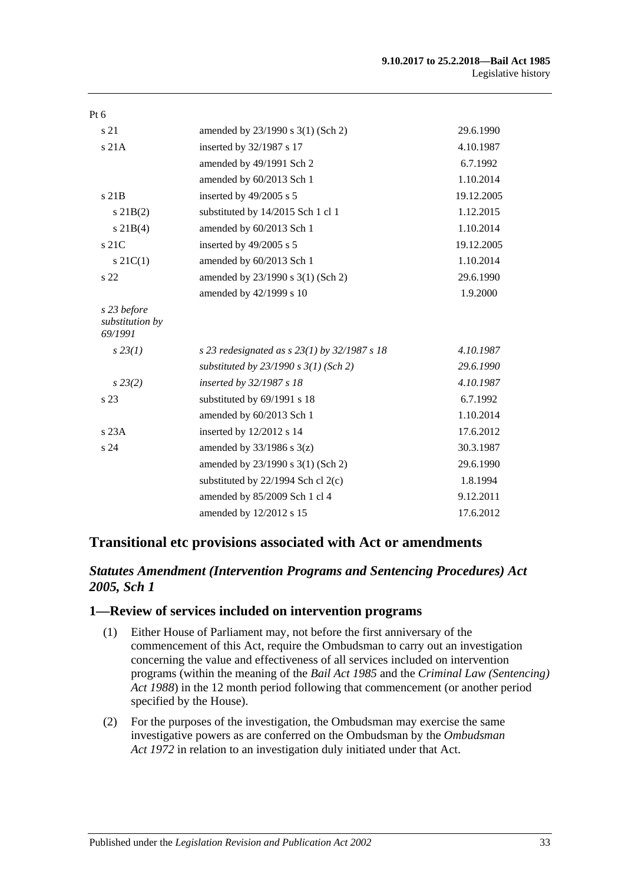Pt 6

| | | |
|---|---|---|
| s 21 | amended by 23/1990 s 3(1) (Sch 2) | 29.6.1990 |
| s 21A | inserted by 32/1987 s 17 | 4.10.1987 |
| | amended by 49/1991 Sch 2 | 6.7.1992 |
| | amended by 60/2013 Sch 1 | 1.10.2014 |
| s 21B | inserted by 49/2005 s 5 | 19.12.2005 |
| s 21B(2) | substituted by 14/2015 Sch 1 cl 1 | 1.12.2015 |
| s 21B(4) | amended by 60/2013 Sch 1 | 1.10.2014 |
| s 21C | inserted by 49/2005 s 5 | 19.12.2005 |
| s 21C(1) | amended by 60/2013 Sch 1 | 1.10.2014 |
| s 22 | amended by 23/1990 s 3(1) (Sch 2) | 29.6.1990 |
| | amended by 42/1999 s 10 | 1.9.2000 |
| *s 23 before substitution by 69/1991* | | |
| *s 23(1)* | *s 23 redesignated as s 23(1) by 32/1987 s 18* | *4.10.1987* |
| | *substituted by 23/1990 s 3(1) (Sch 2)* | *29.6.1990* |
| *s 23(2)* | *inserted by 32/1987 s 18* | *4.10.1987* |
| s 23 | substituted by 69/1991 s 18 | 6.7.1992 |
| | amended by 60/2013 Sch 1 | 1.10.2014 |
| s 23A | inserted by 12/2012 s 14 | 17.6.2012 |
| s 24 | amended by 33/1986 s 3(z) | 30.3.1987 |
| | amended by 23/1990 s 3(1) (Sch 2) | 29.6.1990 |
| | substituted by 22/1994 Sch cl 2(c) | 1.8.1994 |
| | amended by 85/2009 Sch 1 cl 4 | 9.12.2011 |
| | amended by 12/2012 s 15 | 17.6.2012 |

## Transitional etc provisions associated with Act or amendments

### *Statutes Amendment (Intervention Programs and Sentencing Procedures) Act 2005, Sch 1*

### 1—Review of services included on intervention programs

(1) Either House of Parliament may, not before the first anniversary of the commencement of this Act, require the Ombudsman to carry out an investigation concerning the value and effectiveness of all services included on intervention programs (within the meaning of the *Bail Act 1985* and the *Criminal Law (Sentencing) Act 1988*) in the 12 month period following that commencement (or another period specified by the House).

(2) For the purposes of the investigation, the Ombudsman may exercise the same investigative powers as are conferred on the Ombudsman by the *Ombudsman Act 1972* in relation to an investigation duly initiated under that Act.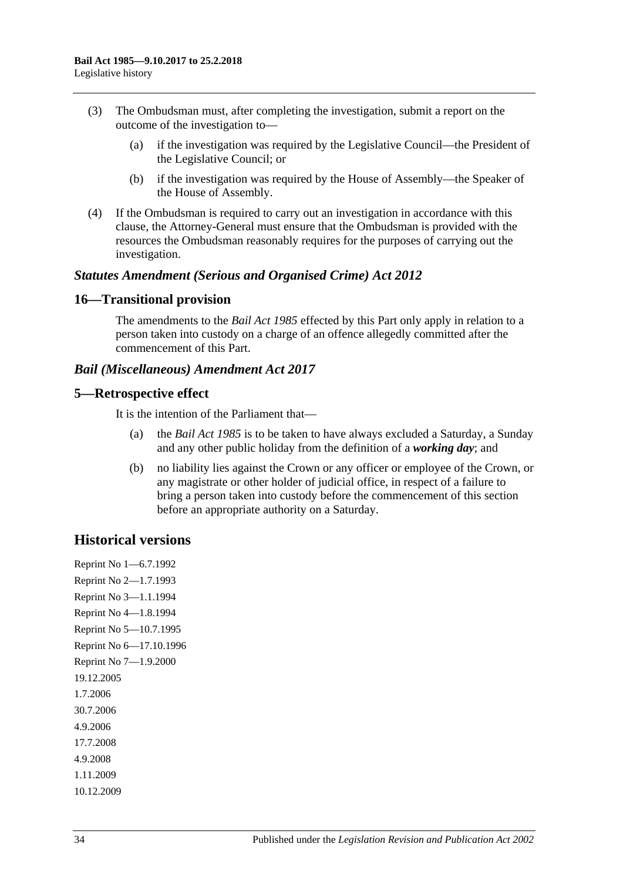(3) The Ombudsman must, after completing the investigation, submit a report on the outcome of the investigation to—

(a) if the investigation was required by the Legislative Council—the President of the Legislative Council; or

(b) if the investigation was required by the House of Assembly—the Speaker of the House of Assembly.

(4) If the Ombudsman is required to carry out an investigation in accordance with this clause, the Attorney-General must ensure that the Ombudsman is provided with the resources the Ombudsman reasonably requires for the purposes of carrying out the investigation.

### *Statutes Amendment (Serious and Organised Crime) Act 2012*

### 16—Transitional provision

The amendments to the *Bail Act 1985* effected by this Part only apply in relation to a person taken into custody on a charge of an offence allegedly committed after the commencement of this Part.

### *Bail (Miscellaneous) Amendment Act 2017*

### 5—Retrospective effect

It is the intention of the Parliament that—

(a) the *Bail Act 1985* is to be taken to have always excluded a Saturday, a Sunday and any other public holiday from the definition of a ***working day***; and

(b) no liability lies against the Crown or any officer or employee of the Crown, or any magistrate or other holder of judicial office, in respect of a failure to bring a person taken into custody before the commencement of this section before an appropriate authority on a Saturday.

## Historical versions

Reprint No 1—6.7.1992
Reprint No 2—1.7.1993
Reprint No 3—1.1.1994
Reprint No 4—1.8.1994
Reprint No 5—10.7.1995
Reprint No 6—17.10.1996
Reprint No 7—1.9.2000
19.12.2005
1.7.2006
30.7.2006
4.9.2006
17.7.2008
4.9.2008
1.11.2009
10.12.2009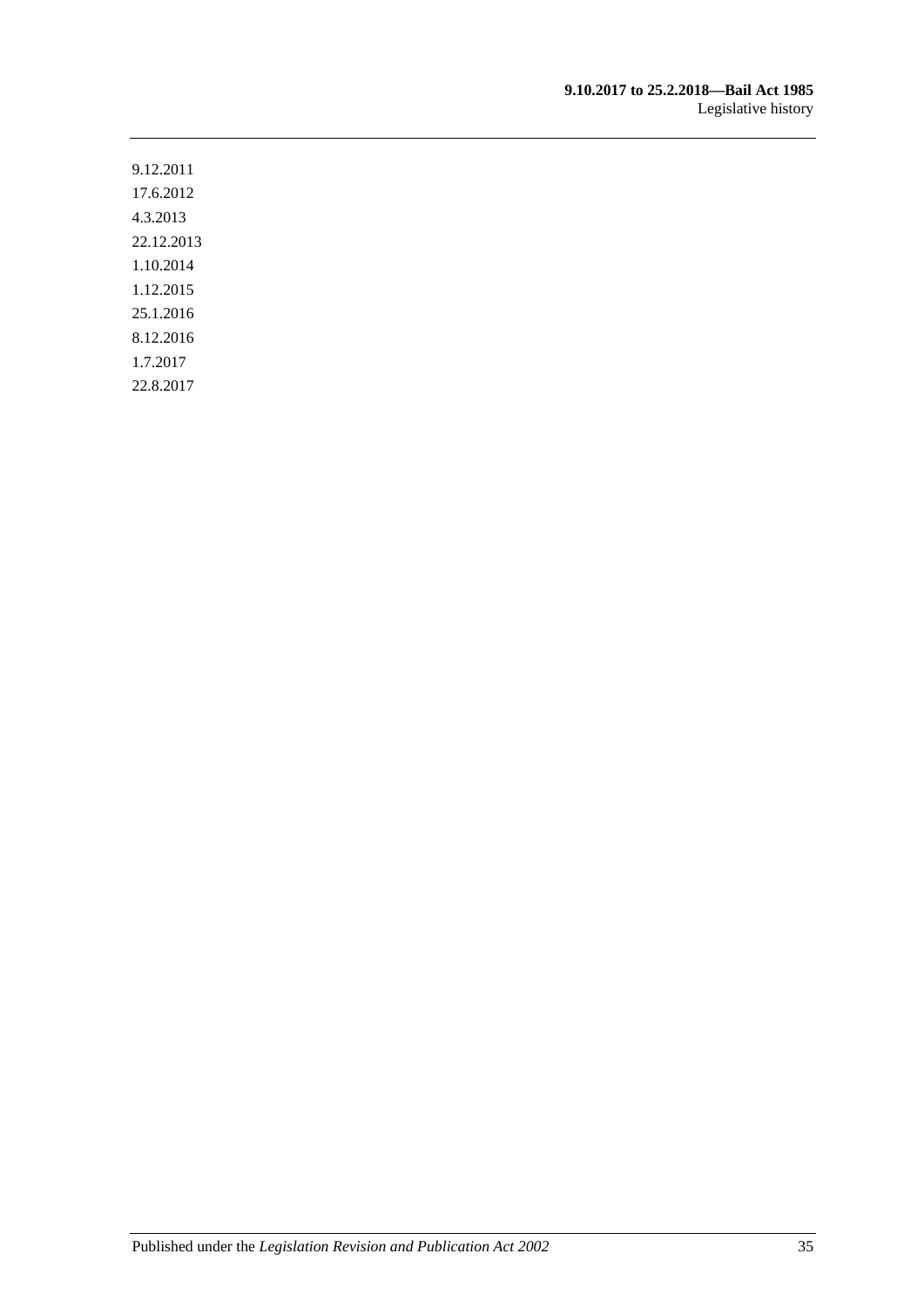9.12.2011

17.6.2012

4.3.2013

22.12.2013

1.10.2014

1.12.2015

25.1.2016

8.12.2016

1.7.2017

22.8.2017